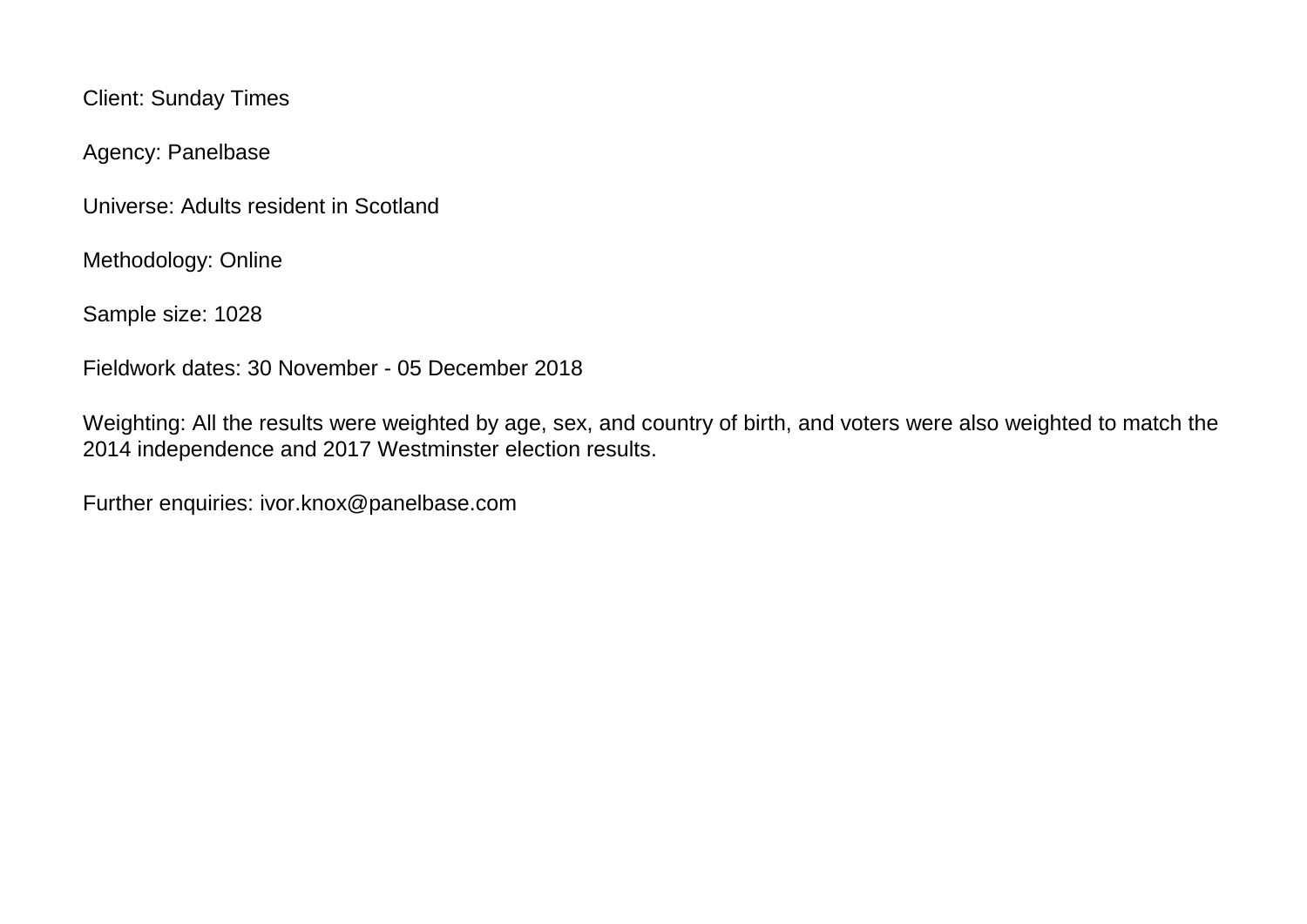Client: Sunday Times

Agency: Panelbase

Universe: Adults resident in Scotland

Methodology: Online

Sample size: 1028

Fieldwork dates: 30 November - 05 December 2018

Weighting: All the results were weighted by age, sex, and country of birth, and voters were also weighted to match the 2014 independence and 2017 Westminster election results.

Further enquiries: ivor.knox@panelbase.com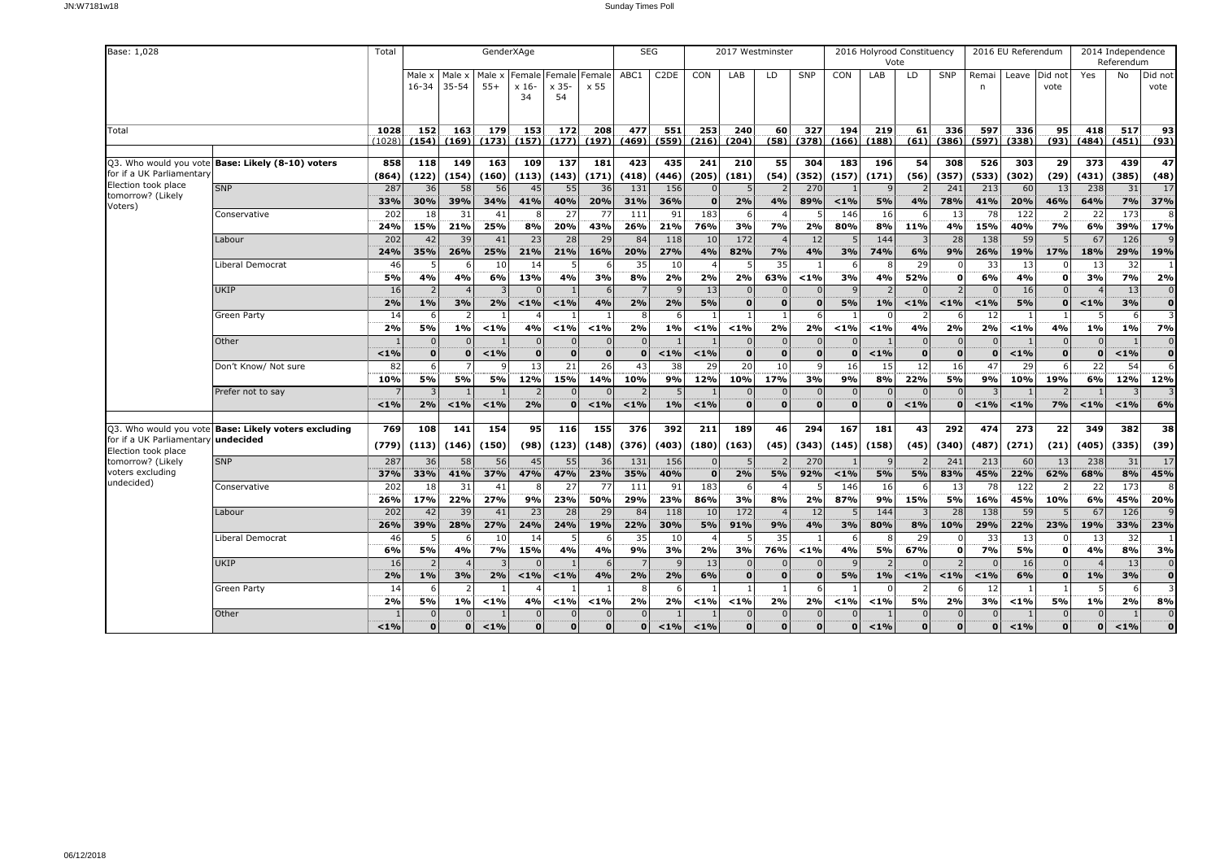| Base: 1,028 | | Total | GenderXAge | | | | | | SEG | | 2017 Westminster | | | | 2016 Holyrood Constituency Vote | | | | 2016 EU Referendum | | | 2014 Independence Referendum | | |
|---|---|---|---|---|---|---|---|---|---|---|---|---|---|---|---|---|---|---|---|---|---|---|---|---|
| | | | Male x 16-34 | Male x 35-54 | Male x 55+ | Female x 16-34 | Female x 35-54 | Female x 55 | ABC1 | C2DE | CON | LAB | LD | SNP | CON | LAB | LD | SNP | Remain | Leave | Did not vote | Yes | No | Did not vote |
| Total | | 1028 | 152 | 163 | 179 | 153 | 172 | 208 | 477 | 551 | 253 | 240 | 60 | 327 | 194 | 219 | 61 | 336 | 597 | 336 | 95 | 418 | 517 | 93 |
| | | (1028) | (154) | (169) | (173) | (157) | (177) | (197) | (469) | (559) | (216) | (204) | (58) | (378) | (166) | (188) | (61) | (386) | (597) | (338) | (93) | (484) | (451) | (93) |
| Q3. Who would you vote for if a UK Parliamentary Election took place tomorrow? (Likely Voters) | Base: Likely (8-10) voters | 858 | 118 | 149 | 163 | 109 | 137 | 181 | 423 | 435 | 241 | 210 | 55 | 304 | 183 | 196 | 54 | 308 | 526 | 303 | 29 | 373 | 439 | 47 |
| | | (864) | (122) | (154) | (160) | (113) | (143) | (171) | (418) | (446) | (205) | (181) | (54) | (352) | (157) | (171) | (56) | (357) | (533) | (302) | (29) | (431) | (385) | (48) |
| | SNP | 287 | 36 | 58 | 56 | 45 | 55 | 36 | 131 | 156 | 0 | 5 | 2 | 270 | 1 | 9 | 2 | 241 | 213 | 60 | 13 | 238 | 31 | 17 |
| | | 33% | 30% | 39% | 34% | 41% | 40% | 20% | 31% | 36% | 0 | 2% | 4% | 89% | <1% | 5% | 4% | 78% | 41% | 20% | 46% | 64% | 7% | 37% |
| | Conservative | 202 | 18 | 31 | 41 | 8 | 27 | 77 | 111 | 91 | 183 | 6 | 4 | 5 | 146 | 16 | 6 | 13 | 78 | 122 | 2 | 22 | 173 | 8 |
| | | 24% | 15% | 21% | 25% | 8% | 20% | 43% | 26% | 21% | 76% | 3% | 7% | 2% | 80% | 8% | 11% | 4% | 15% | 40% | 7% | 6% | 39% | 17% |
| | Labour | 202 | 42 | 39 | 41 | 23 | 28 | 29 | 84 | 118 | 10 | 172 | 4 | 12 | 5 | 144 | 3 | 28 | 138 | 59 | 5 | 67 | 126 | 9 |
| | | 24% | 35% | 26% | 25% | 21% | 21% | 16% | 20% | 27% | 4% | 82% | 7% | 4% | 3% | 74% | 6% | 9% | 26% | 19% | 17% | 18% | 29% | 19% |
| | Liberal Democrat | 46 | 5 | 6 | 10 | 14 | 5 | 6 | 35 | 10 | 4 | 5 | 35 | 1 | 6 | 8 | 29 | 0 | 33 | 13 | 0 | 13 | 32 | 1 |
| | | 5% | 4% | 4% | 6% | 13% | 4% | 3% | 8% | 2% | 2% | 2% | 63% | <1% | 3% | 4% | 52% | 0 | 6% | 4% | 0 | 3% | 7% | 2% |
| | UKIP | 16 | 2 | 4 | 3 | 0 | 1 | 6 | 7 | 9 | 13 | 0 | 0 | 0 | 9 | 2 | 0 | 2 | 0 | 16 | 0 | 4 | 13 | 0 |
| | | 2% | 1% | 3% | 2% | <1% | <1% | 4% | 2% | 2% | 5% | 0 | 0 | 0 | 5% | 1% | <1% | <1% | <1% | 5% | 0 | <1% | 3% | 0 |
| | Green Party | 14 | 6 | 2 | 1 | 4 | 1 | 1 | 8 | 6 | 1 | 1 | 1 | 6 | 1 | 0 | 2 | 6 | 12 | 1 | 1 | 5 | 6 | 3 |
| | | 2% | 5% | 1% | <1% | 4% | <1% | <1% | 2% | 1% | <1% | <1% | 2% | 2% | <1% | <1% | 4% | 2% | 2% | <1% | 4% | 1% | 1% | 7% |
| | Other | 1 | 0 | 0 | 1 | 0 | 0 | 0 | 0 | 1 | 1 | 0 | 0 | 0 | 0 | 1 | 0 | 0 | 0 | 1 | 0 | 0 | 1 | 0 |
| | | <1% | 0 | 0 | <1% | 0 | 0 | 0 | 0 | <1% | <1% | 0 | 0 | 0 | 0 | <1% | 0 | 0 | 0 | <1% | 0 | 0 | <1% | 0 |
| | Don't Know/ Not sure | 82 | 6 | 7 | 9 | 13 | 21 | 26 | 43 | 38 | 29 | 20 | 10 | 9 | 16 | 15 | 12 | 16 | 47 | 29 | 6 | 22 | 54 | 6 |
| | | 10% | 5% | 5% | 5% | 12% | 15% | 14% | 10% | 9% | 12% | 10% | 17% | 3% | 9% | 8% | 22% | 5% | 9% | 10% | 19% | 6% | 12% | 12% |
| | Prefer not to say | 7 | 3 | 1 | 1 | 2 | 0 | 0 | 2 | 5 | 1 | 0 | 0 | 0 | 0 | 0 | 0 | 0 | 3 | 1 | 2 | 1 | 3 | 3 |
| | | <1% | 2% | <1% | <1% | 2% | 0 | <1% | <1% | 1% | <1% | 0 | 0 | 0 | 0 | 0 | <1% | 0 | <1% | <1% | 7% | <1% | <1% | 6% |
| Q3. Who would you vote for if a UK Parliamentary Election took place tomorrow? (Likely voters excluding undecided) | Base: Likely voters excluding undecided | 769 | 108 | 141 | 154 | 95 | 116 | 155 | 376 | 392 | 211 | 189 | 46 | 294 | 167 | 181 | 43 | 292 | 474 | 273 | 22 | 349 | 382 | 38 |
| | | (779) | (113) | (146) | (150) | (98) | (123) | (148) | (376) | (403) | (180) | (163) | (45) | (343) | (145) | (158) | (45) | (340) | (487) | (271) | (21) | (405) | (335) | (39) |
| | SNP | 287 | 36 | 58 | 56 | 45 | 55 | 36 | 131 | 156 | 0 | 5 | 2 | 270 | 1 | 9 | 2 | 241 | 213 | 60 | 13 | 238 | 31 | 17 |
| | | 37% | 33% | 41% | 37% | 47% | 47% | 23% | 35% | 40% | 0 | 2% | 5% | 92% | <1% | 5% | 5% | 83% | 45% | 22% | 62% | 68% | 8% | 45% |
| | Conservative | 202 | 18 | 31 | 41 | 8 | 27 | 77 | 111 | 91 | 183 | 6 | 4 | 5 | 146 | 16 | 6 | 13 | 78 | 122 | 2 | 22 | 173 | 8 |
| | | 26% | 17% | 22% | 27% | 9% | 23% | 50% | 29% | 23% | 86% | 3% | 8% | 2% | 87% | 9% | 15% | 5% | 16% | 45% | 10% | 6% | 45% | 20% |
| | Labour | 202 | 42 | 39 | 41 | 23 | 28 | 29 | 84 | 118 | 10 | 172 | 4 | 12 | 5 | 144 | 3 | 28 | 138 | 59 | 5 | 67 | 126 | 9 |
| | | 26% | 39% | 28% | 27% | 24% | 24% | 19% | 22% | 30% | 5% | 91% | 9% | 4% | 3% | 80% | 8% | 10% | 29% | 22% | 23% | 19% | 33% | 23% |
| | Liberal Democrat | 46 | 5 | 6 | 10 | 14 | 5 | 6 | 35 | 10 | 4 | 5 | 35 | 1 | 6 | 8 | 29 | 0 | 33 | 13 | 0 | 13 | 32 | 1 |
| | | 6% | 5% | 4% | 7% | 15% | 4% | 4% | 9% | 3% | 2% | 3% | 76% | <1% | 4% | 5% | 67% | 0 | 7% | 5% | 0 | 4% | 8% | 3% |
| | UKIP | 16 | 2 | 4 | 3 | 0 | 1 | 6 | 7 | 9 | 13 | 0 | 0 | 0 | 9 | 2 | 0 | 2 | 0 | 16 | 0 | 4 | 13 | 0 |
| | | 2% | 1% | 3% | 2% | <1% | <1% | 4% | 2% | 2% | 6% | 0 | 0 | 0 | 5% | 1% | <1% | <1% | <1% | 6% | 0 | 1% | 3% | 0 |
| | Green Party | 14 | 6 | 2 | 1 | 4 | 1 | 1 | 8 | 6 | 1 | 1 | 1 | 6 | 1 | 0 | 2 | 6 | 12 | 1 | 1 | 5 | 6 | 3 |
| | | 2% | 5% | 1% | <1% | 4% | <1% | <1% | 2% | 2% | <1% | <1% | 2% | 2% | <1% | <1% | 5% | 2% | 3% | <1% | 5% | 1% | 2% | 8% |
| | Other | 1 | 0 | 0 | 1 | 0 | 0 | 0 | 0 | 1 | 1 | 0 | 0 | 0 | 0 | 1 | 0 | 0 | 0 | 1 | 0 | 0 | 1 | 0 |
| | | <1% | 0 | 0 | <1% | 0 | 0 | 0 | 0 | <1% | <1% | 0 | 0 | 0 | 0 | <1% | 0 | 0 | 0 | <1% | 0 | 0 | <1% | 0 |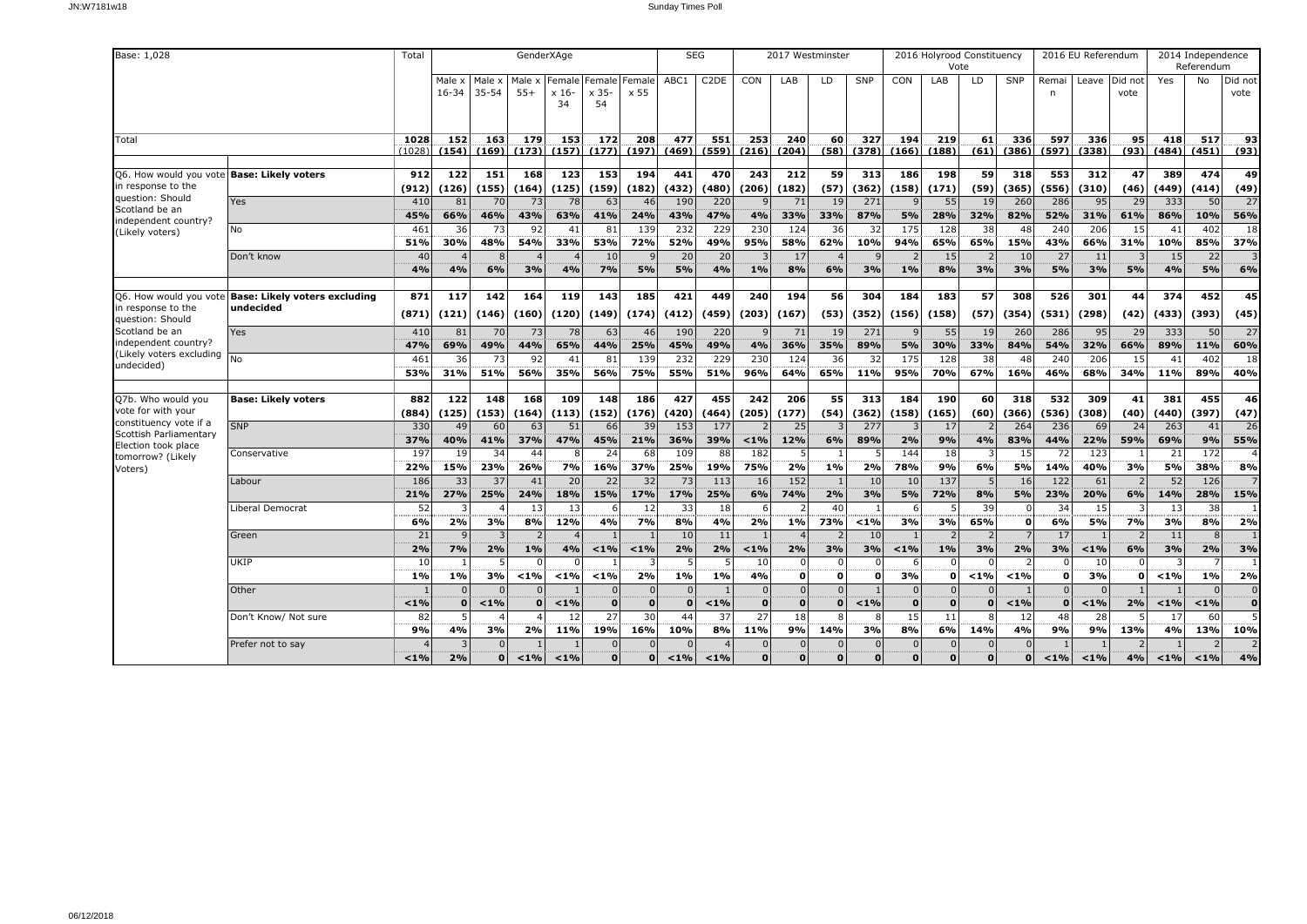| Base: 1,028 | | Total | GenderXAge | | | | | | SEG | | 2017 Westminster | | | | 2016 Holyrood Constituency Vote | | | | 2016 EU Referendum | | | 2014 Independence Referendum | | |
|---|---|---|---|---|---|---|---|---|---|---|---|---|---|---|---|---|---|---|---|---|---|---|---|---|
| | | | Male x 16-34 | Male x 35-54 | Male x 55+ | Female x 16-34 | Female x 35-54 | Female x 55 | ABC1 | C2DE | CON | LAB | LD | SNP | CON | LAB | LD | SNP | Remain | Leave | Did not vote | Yes | No | Did not vote |
| Total | | **1028** | **152** | **163** | **179** | **153** | **172** | **208** | **477** | **551** | **253** | **240** | **60** | **327** | **194** | **219** | **61** | **336** | **597** | **336** | **95** | **418** | **517** | **93** |
| | | (1028) | (154) | (169) | (173) | (157) | (177) | (197) | (469) | (559) | (216) | (204) | (58) | (378) | (166) | (188) | (61) | (386) | (597) | (338) | (93) | (484) | (451) | (93) |
| Q6. How would you vote in response to the question: Should Scotland be an independent country? (Likely voters) | **Base: Likely voters** | **912** | **122** | **151** | **168** | **123** | **153** | **194** | **441** | **470** | **243** | **212** | **59** | **313** | **186** | **198** | **59** | **318** | **553** | **312** | **47** | **389** | **474** | **49** |
| | | **(912)** | **(126)** | **(155)** | **(164)** | **(125)** | **(159)** | **(182)** | **(432)** | **(480)** | **(206)** | **(182)** | **(57)** | **(362)** | **(158)** | **(171)** | **(59)** | **(365)** | **(556)** | **(310)** | **(46)** | **(449)** | **(414)** | **(49)** |
| | Yes | 410 | 81 | 70 | 73 | 78 | 63 | 46 | 190 | 220 | 9 | 71 | 19 | 271 | 9 | 55 | 19 | 260 | 286 | 95 | 29 | 333 | 50 | 27 |
| | | **45%** | **66%** | **46%** | **43%** | **63%** | **41%** | **24%** | **43%** | **47%** | **4%** | **33%** | **33%** | **87%** | **5%** | **28%** | **32%** | **82%** | **52%** | **31%** | **61%** | **86%** | **10%** | **56%** |
| | No | 461 | 36 | 73 | 92 | 41 | 81 | 139 | 232 | 229 | 230 | 124 | 36 | 32 | 175 | 128 | 38 | 48 | 240 | 206 | 15 | 41 | 402 | 18 |
| | | **51%** | **30%** | **48%** | **54%** | **33%** | **53%** | **72%** | **52%** | **49%** | **95%** | **58%** | **62%** | **10%** | **94%** | **65%** | **65%** | **15%** | **43%** | **66%** | **31%** | **10%** | **85%** | **37%** |
| | Don't know | 40 | 4 | 8 | 4 | 4 | 10 | 9 | 20 | 20 | 3 | 17 | 4 | 9 | 2 | 15 | 2 | 10 | 27 | 11 | 3 | 15 | 22 | 3 |
| | | **4%** | **4%** | **6%** | **3%** | **4%** | **7%** | **5%** | **5%** | **4%** | **1%** | **8%** | **6%** | **3%** | **1%** | **8%** | **3%** | **3%** | **5%** | **3%** | **5%** | **4%** | **5%** | **6%** |
| Q6. How would you vote in response to the question: Should Scotland be an independent country? (Likely voters excluding undecided) | **Base: Likely voters excluding undecided** | **871** | **117** | **142** | **164** | **119** | **143** | **185** | **421** | **449** | **240** | **194** | **56** | **304** | **184** | **183** | **57** | **308** | **526** | **301** | **44** | **374** | **452** | **45** |
| | | **(871)** | **(121)** | **(146)** | **(160)** | **(120)** | **(149)** | **(174)** | **(412)** | **(459)** | **(203)** | **(167)** | **(53)** | **(352)** | **(156)** | **(158)** | **(57)** | **(354)** | **(531)** | **(298)** | **(42)** | **(433)** | **(393)** | **(45)** |
| | Yes | 410 | 81 | 70 | 73 | 78 | 63 | 46 | 190 | 220 | 9 | 71 | 19 | 271 | 9 | 55 | 19 | 260 | 286 | 95 | 29 | 333 | 50 | 27 |
| | | **47%** | **69%** | **49%** | **44%** | **65%** | **44%** | **25%** | **45%** | **49%** | **4%** | **36%** | **35%** | **89%** | **5%** | **30%** | **33%** | **84%** | **54%** | **32%** | **66%** | **89%** | **11%** | **60%** |
| | No | 461 | 36 | 73 | 92 | 41 | 81 | 139 | 232 | 229 | 230 | 124 | 36 | 32 | 175 | 128 | 38 | 48 | 240 | 206 | 15 | 41 | 402 | 18 |
| | | **53%** | **31%** | **51%** | **56%** | **35%** | **56%** | **75%** | **55%** | **51%** | **96%** | **64%** | **65%** | **11%** | **95%** | **70%** | **67%** | **16%** | **46%** | **68%** | **34%** | **11%** | **89%** | **40%** |
| Q7b. Who would you vote for with your constituency vote if a Scottish Parliamentary Election took place tomorrow? (Likely Voters) | **Base: Likely voters** | **882** | **122** | **148** | **168** | **109** | **148** | **186** | **427** | **455** | **242** | **206** | **55** | **313** | **184** | **190** | **60** | **318** | **532** | **309** | **41** | **381** | **455** | **46** |
| | | **(884)** | **(125)** | **(153)** | **(164)** | **(113)** | **(152)** | **(176)** | **(420)** | **(464)** | **(205)** | **(177)** | **(54)** | **(362)** | **(158)** | **(165)** | **(60)** | **(366)** | **(536)** | **(308)** | **(40)** | **(440)** | **(397)** | **(47)** |
| | SNP | 330 | 49 | 60 | 63 | 51 | 66 | 39 | 153 | 177 | 2 | 25 | 3 | 277 | 3 | 17 | 2 | 264 | 236 | 69 | 24 | 263 | 41 | 26 |
| | | **37%** | **40%** | **41%** | **37%** | **47%** | **45%** | **21%** | **36%** | **39%** | **<1%** | **12%** | **6%** | **89%** | **2%** | **9%** | **4%** | **83%** | **44%** | **22%** | **59%** | **69%** | **9%** | **55%** |
| | Conservative | 197 | 19 | 34 | 44 | 8 | 24 | 68 | 109 | 88 | 182 | 5 | 1 | 5 | 144 | 18 | 3 | 15 | 72 | 123 | 1 | 21 | 172 | 4 |
| | | **22%** | **15%** | **23%** | **26%** | **7%** | **16%** | **37%** | **25%** | **19%** | **75%** | **2%** | **1%** | **2%** | **78%** | **9%** | **6%** | **5%** | **14%** | **40%** | **3%** | **5%** | **38%** | **8%** |
| | Labour | 186 | 33 | 37 | 41 | 20 | 22 | 32 | 73 | 113 | 16 | 152 | 1 | 10 | 10 | 137 | 5 | 16 | 122 | 61 | 2 | 52 | 126 | 7 |
| | | **21%** | **27%** | **25%** | **24%** | **18%** | **15%** | **17%** | **17%** | **25%** | **6%** | **74%** | **2%** | **3%** | **5%** | **72%** | **8%** | **5%** | **23%** | **20%** | **6%** | **14%** | **28%** | **15%** |
| | Liberal Democrat | 52 | 3 | 4 | 13 | 13 | 6 | 12 | 33 | 18 | 6 | 2 | 40 | 1 | 6 | 5 | 39 | 0 | 34 | 15 | 3 | 13 | 38 | 1 |
| | | **6%** | **2%** | **3%** | **8%** | **12%** | **4%** | **7%** | **8%** | **4%** | **2%** | **1%** | **73%** | **<1%** | **3%** | **3%** | **65%** | **0** | **6%** | **5%** | **7%** | **3%** | **8%** | **2%** |
| | Green | 21 | 9 | 3 | 2 | 4 | 1 | 1 | 10 | 11 | 1 | 4 | 2 | 10 | 1 | 2 | 2 | 7 | 17 | 1 | 2 | 11 | 8 | 1 |
| | | **2%** | **7%** | **2%** | **1%** | **4%** | **<1%** | **<1%** | **2%** | **2%** | **<1%** | **2%** | **3%** | **3%** | **<1%** | **1%** | **3%** | **2%** | **3%** | **<1%** | **6%** | **3%** | **2%** | **3%** |
| | UKIP | 10 | 1 | 5 | 0 | 0 | 1 | 3 | 5 | 5 | 10 | 0 | 0 | 0 | 6 | 0 | 0 | 2 | 0 | 10 | 0 | 3 | 7 | 1 |
| | | **1%** | **1%** | **3%** | **<1%** | **<1%** | **<1%** | **2%** | **1%** | **1%** | **4%** | **0** | **0** | **0** | **3%** | **0** | **<1%** | **<1%** | **0** | **3%** | **0** | **<1%** | **1%** | **2%** |
| | Other | 1 | 0 | 0 | 0 | 1 | 0 | 0 | 0 | 1 | 0 | 0 | 0 | 1 | 0 | 0 | 0 | 1 | 0 | 0 | 1 | 1 | 0 | 0 |
| | | **<1%** | **0** | **<1%** | **0** | **<1%** | **0** | **0** | **0** | **<1%** | **0** | **0** | **0** | **<1%** | **0** | **0** | **0** | **<1%** | **0** | **<1%** | **2%** | **<1%** | **<1%** | **0** |
| | Don't Know/ Not sure | 82 | 5 | 4 | 4 | 12 | 27 | 30 | 44 | 37 | 27 | 18 | 8 | 8 | 15 | 11 | 8 | 12 | 48 | 28 | 5 | 17 | 60 | 5 |
| | | **9%** | **4%** | **3%** | **2%** | **11%** | **19%** | **16%** | **10%** | **8%** | **11%** | **9%** | **14%** | **3%** | **8%** | **6%** | **14%** | **4%** | **9%** | **9%** | **13%** | **4%** | **13%** | **10%** |
| | Prefer not to say | 4 | 3 | 0 | 1 | 1 | 0 | 0 | 0 | 4 | 0 | 0 | 0 | 0 | 0 | 0 | 0 | 0 | 1 | 1 | 2 | 1 | 2 | 2 |
| | | **<1%** | **2%** | **0** | **<1%** | **<1%** | **0** | **0** | **<1%** | **<1%** | **0** | **0** | **0** | **0** | **0** | **0** | **0** | **0** | **<1%** | **<1%** | **4%** | **<1%** | **<1%** | **4%** |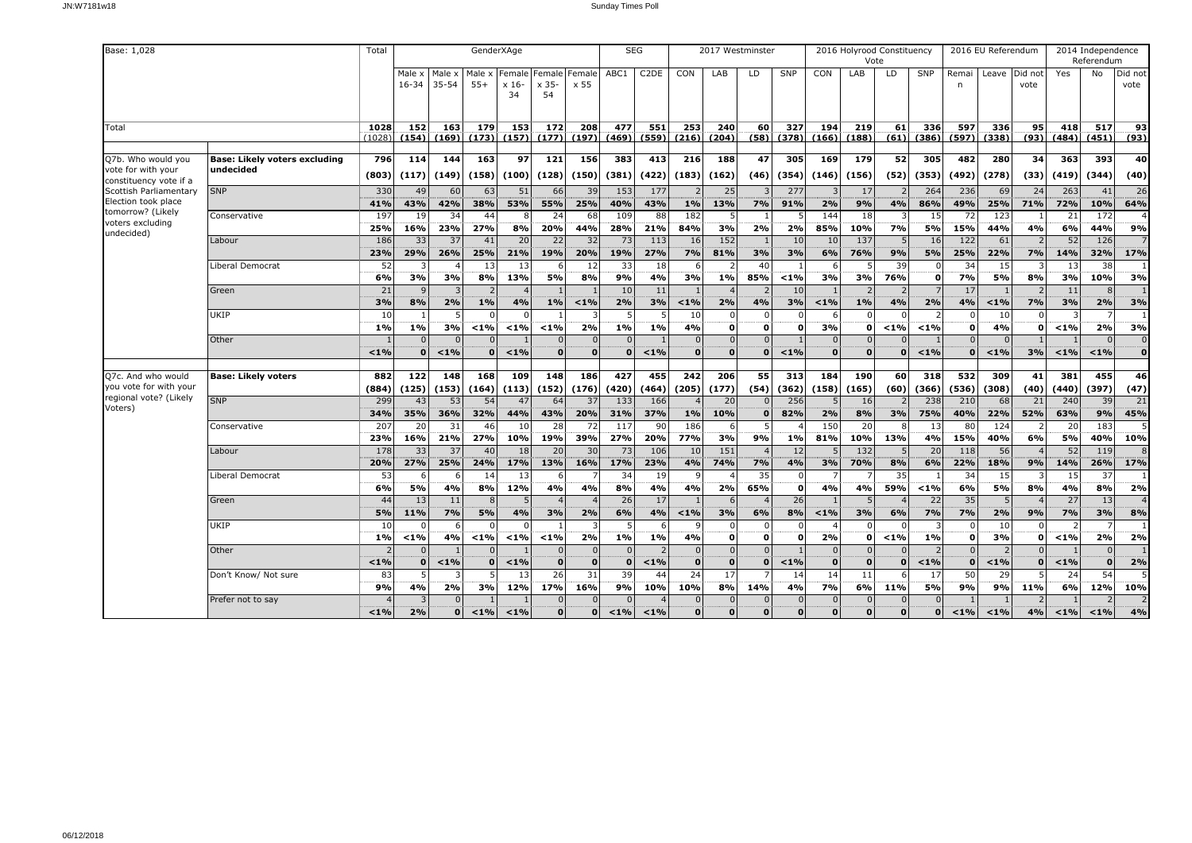| Base: 1,028 | | Total | GenderXAge | | | | | | SEG | | 2017 Westminster | | | | 2016 Holyrood Constituency Vote | | | | 2016 EU Referendum | | | 2014 Independence Referendum | | |
|---|---|---|---|---|---|---|---|---|---|---|---|---|---|---|---|---|---|---|---|---|---|---|---|---|
| | | | Male x 16-34 | Male x 35-54 | Male x 55+ | Female x 16-34 | Female x 35-54 | Female x 55 | ABC1 | C2DE | CON | LAB | LD | SNP | CON | LAB | LD | SNP | Remain | Leave | Did not vote | Yes | No | Did not vote |
| Total | | 1028 | 152 | 163 | 179 | 153 | 172 | 208 | 477 | 551 | 253 | 240 | 60 | 327 | 194 | 219 | 61 | 336 | 597 | 336 | 95 | 418 | 517 | 93 |
| | | (1028) | (154) | (169) | (173) | (157) | (177) | (197) | (469) | (559) | (216) | (204) | (58) | (378) | (166) | (188) | (61) | (386) | (597) | (338) | (93) | (484) | (451) | (93) |
| Q7b. Who would you vote for with your constituency vote if a Scottish Parliamentary Election took place tomorrow? (Likely voters excluding undecided) | Base: Likely voters excluding undecided | 796 | 114 | 144 | 163 | 97 | 121 | 156 | 383 | 413 | 216 | 188 | 47 | 305 | 169 | 179 | 52 | 305 | 482 | 280 | 34 | 363 | 393 | 40 |
| | | (803) | (117) | (149) | (158) | (100) | (128) | (150) | (381) | (422) | (183) | (162) | (46) | (354) | (146) | (156) | (52) | (353) | (492) | (278) | (33) | (419) | (344) | (40) |
| | SNP | 330 | 49 | 60 | 63 | 51 | 66 | 39 | 153 | 177 | 2 | 25 | 3 | 277 | 3 | 17 | 2 | 264 | 236 | 69 | 24 | 263 | 41 | 26 |
| | | 41% | 43% | 42% | 38% | 53% | 55% | 25% | 40% | 43% | 1% | 13% | 7% | 91% | 2% | 9% | 4% | 86% | 49% | 25% | 71% | 72% | 10% | 64% |
| | Conservative | 197 | 19 | 34 | 44 | 8 | 24 | 68 | 109 | 88 | 182 | 5 | 1 | 5 | 144 | 18 | 3 | 15 | 72 | 123 | 1 | 21 | 172 | 4 |
| | | 25% | 16% | 23% | 27% | 8% | 20% | 44% | 28% | 21% | 84% | 3% | 2% | 2% | 85% | 10% | 7% | 5% | 15% | 44% | 4% | 6% | 44% | 9% |
| | Labour | 186 | 33 | 37 | 41 | 20 | 22 | 32 | 73 | 113 | 16 | 152 | 1 | 10 | 10 | 137 | 5 | 16 | 122 | 61 | 2 | 52 | 126 | 7 |
| | | 23% | 29% | 26% | 25% | 21% | 19% | 20% | 19% | 27% | 7% | 81% | 3% | 3% | 6% | 76% | 9% | 5% | 25% | 22% | 7% | 14% | 32% | 17% |
| | Liberal Democrat | 52 | 3 | 4 | 13 | 13 | 6 | 12 | 33 | 18 | 6 | 2 | 40 | 1 | 6 | 5 | 39 | 0 | 34 | 15 | 3 | 13 | 38 | 1 |
| | | 6% | 3% | 3% | 8% | 13% | 5% | 8% | 9% | 4% | 3% | 1% | 85% | <1% | 3% | 3% | 76% | 0 | 7% | 5% | 8% | 3% | 10% | 3% |
| | Green | 21 | 9 | 3 | 2 | 4 | 1 | 1 | 10 | 11 | 1 | 4 | 2 | 10 | 1 | 2 | 2 | 7 | 17 | 1 | 2 | 11 | 8 | 1 |
| | | 3% | 8% | 2% | 1% | 4% | 1% | <1% | 2% | 3% | <1% | 2% | 4% | 3% | <1% | 1% | 4% | 2% | 4% | <1% | 7% | 3% | 2% | 3% |
| | UKIP | 10 | 1 | 5 | 0 | 0 | 1 | 3 | 5 | 5 | 10 | 0 | 0 | 0 | 6 | 0 | 0 | 2 | 0 | 10 | 0 | 3 | 7 | 1 |
| | | 1% | 1% | 3% | <1% | <1% | <1% | 2% | 1% | 1% | 4% | 0 | 0 | 0 | 3% | 0 | <1% | <1% | 0 | 4% | 0 | <1% | 2% | 3% |
| | Other | 1 | 0 | 0 | 0 | 1 | 0 | 0 | 0 | 1 | 0 | 0 | 0 | 1 | 0 | 0 | 0 | 1 | 0 | 0 | 1 | 1 | 0 | 0 |
| | | <1% | 0 | <1% | 0 | <1% | 0 | 0 | 0 | <1% | 0 | 0 | 0 | <1% | 0 | 0 | 0 | <1% | 0 | <1% | 3% | <1% | <1% | 0 |
| Q7c. And who would you vote for with your regional vote? (Likely Voters) | Base: Likely voters | 882 | 122 | 148 | 168 | 109 | 148 | 186 | 427 | 455 | 242 | 206 | 55 | 313 | 184 | 190 | 60 | 318 | 532 | 309 | 41 | 381 | 455 | 46 |
| | | (884) | (125) | (153) | (164) | (113) | (152) | (176) | (420) | (464) | (205) | (177) | (54) | (362) | (158) | (165) | (60) | (366) | (536) | (308) | (40) | (440) | (397) | (47) |
| | SNP | 299 | 43 | 53 | 54 | 47 | 64 | 37 | 133 | 166 | 4 | 20 | 0 | 256 | 5 | 16 | 2 | 238 | 210 | 68 | 21 | 240 | 39 | 21 |
| | | 34% | 35% | 36% | 32% | 44% | 43% | 20% | 31% | 37% | 1% | 10% | 0 | 82% | 2% | 8% | 3% | 75% | 40% | 22% | 52% | 63% | 9% | 45% |
| | Conservative | 207 | 20 | 31 | 46 | 10 | 28 | 72 | 117 | 90 | 186 | 6 | 5 | 4 | 150 | 20 | 8 | 13 | 80 | 124 | 2 | 20 | 183 | 5 |
| | | 23% | 16% | 21% | 27% | 10% | 19% | 39% | 27% | 20% | 77% | 3% | 9% | 1% | 81% | 10% | 13% | 4% | 15% | 40% | 6% | 5% | 40% | 10% |
| | Labour | 178 | 33 | 37 | 40 | 18 | 20 | 30 | 73 | 106 | 10 | 151 | 4 | 12 | 5 | 132 | 5 | 20 | 118 | 56 | 4 | 52 | 119 | 8 |
| | | 20% | 27% | 25% | 24% | 17% | 13% | 16% | 17% | 23% | 4% | 74% | 7% | 4% | 3% | 70% | 8% | 6% | 22% | 18% | 9% | 14% | 26% | 17% |
| | Liberal Democrat | 53 | 6 | 6 | 14 | 13 | 6 | 7 | 34 | 19 | 9 | 4 | 35 | 0 | 7 | 7 | 35 | 1 | 34 | 15 | 3 | 15 | 37 | 1 |
| | | 6% | 5% | 4% | 8% | 12% | 4% | 4% | 8% | 4% | 4% | 2% | 65% | 0 | 4% | 4% | 59% | <1% | 6% | 5% | 8% | 4% | 8% | 2% |
| | Green | 44 | 13 | 11 | 8 | 5 | 4 | 4 | 26 | 17 | 1 | 6 | 4 | 26 | 1 | 5 | 4 | 22 | 35 | 5 | 4 | 27 | 13 | 4 |
| | | 5% | 11% | 7% | 5% | 4% | 3% | 2% | 6% | 4% | <1% | 3% | 6% | 8% | <1% | 3% | 6% | 7% | 7% | 2% | 9% | 7% | 3% | 8% |
| | UKIP | 10 | 0 | 6 | 0 | 0 | 1 | 3 | 5 | 6 | 9 | 0 | 0 | 0 | 4 | 0 | 0 | 3 | 0 | 10 | 0 | 2 | 7 | 1 |
| | | 1% | <1% | 4% | <1% | <1% | <1% | 2% | 1% | 1% | 4% | 0 | 0 | 0 | 2% | 0 | <1% | 1% | 0 | 3% | 0 | <1% | 2% | 2% |
| | Other | 2 | 0 | 1 | 0 | 1 | 0 | 0 | 0 | 2 | 0 | 0 | 0 | 1 | 0 | 0 | 0 | 2 | 0 | 2 | 0 | 1 | 0 | 1 |
| | | <1% | 0 | <1% | 0 | <1% | 0 | 0 | 0 | <1% | 0 | 0 | 0 | <1% | 0 | 0 | 0 | <1% | 0 | <1% | 0 | <1% | 0 | 2% |
| | Don't Know/ Not sure | 83 | 5 | 3 | 5 | 13 | 26 | 31 | 39 | 44 | 24 | 17 | 7 | 14 | 14 | 11 | 6 | 17 | 50 | 29 | 5 | 24 | 54 | 5 |
| | | 9% | 4% | 2% | 3% | 12% | 17% | 16% | 9% | 10% | 10% | 8% | 14% | 4% | 7% | 6% | 11% | 5% | 9% | 9% | 11% | 6% | 12% | 10% |
| | Prefer not to say | 4 | 3 | 0 | 1 | 1 | 0 | 0 | 0 | 4 | 0 | 0 | 0 | 0 | 0 | 0 | 0 | 0 | 1 | 1 | 2 | 1 | 2 | 2 |
| | | <1% | 2% | 0 | <1% | <1% | 0 | 0 | <1% | <1% | 0 | 0 | 0 | 0 | 0 | 0 | 0 | 0 | <1% | <1% | 4% | <1% | <1% | 4% |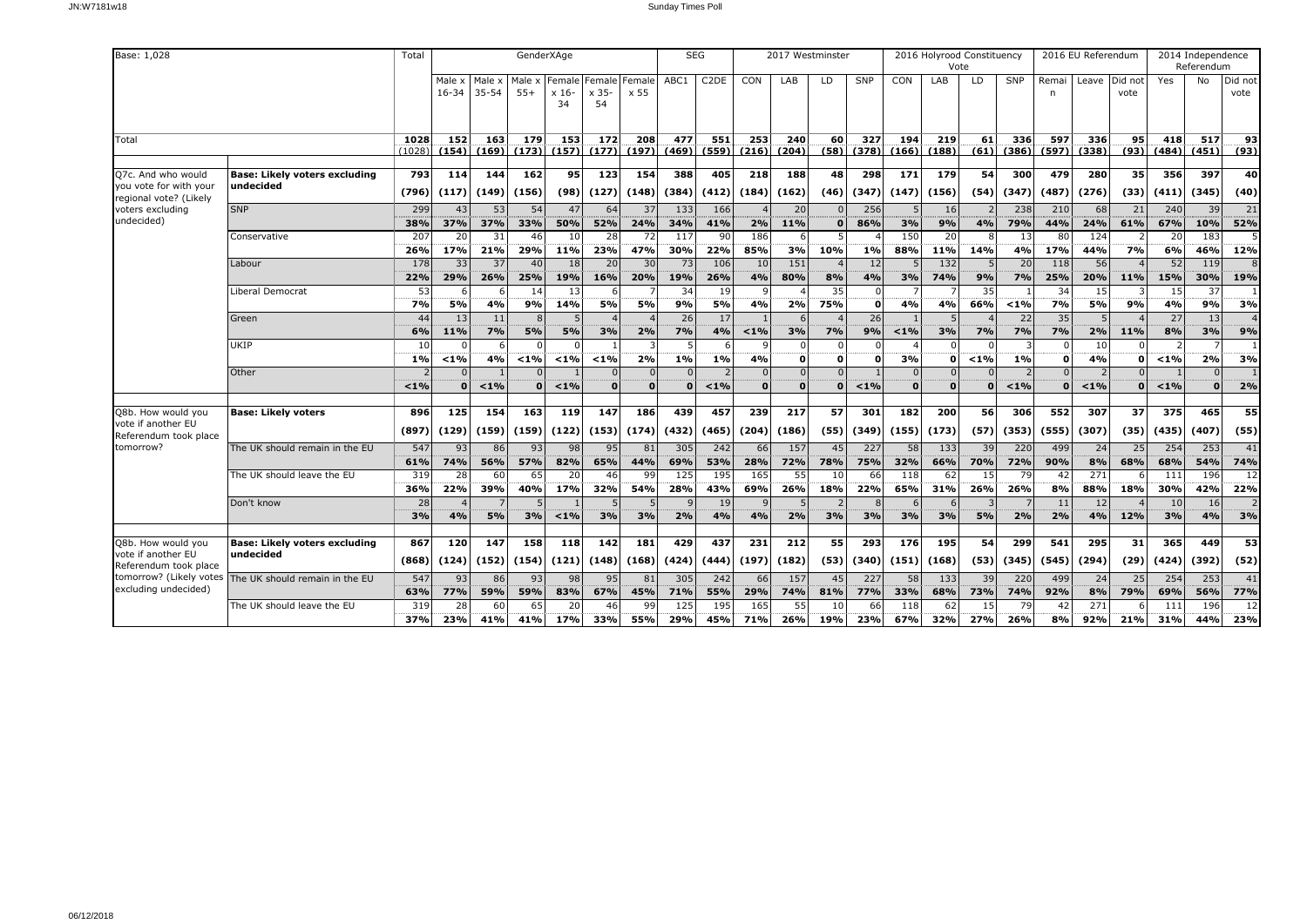| Base: 1,028 | | Total | GenderXAge | | | | | | SEG | | 2017 Westminster | | | | 2016 Holyrood Constituency Vote | | | | 2016 EU Referendum | | | 2014 Independence Referendum | | |
|---|---|---|---|---|---|---|---|---|---|---|---|---|---|---|---|---|---|---|---|---|---|---|---|---|
| | | | Male x 16-34 | Male x 35-54 | Male x 55+ | Female x 16-34 | Female x 35-54 | Female x 55 | ABC1 | C2DE | CON | LAB | LD | SNP | CON | LAB | LD | SNP | Remain | Leave | Did not vote | Yes | No | Did not vote |
| Total | | 1028 (1028) | 152 (154) | 163 (169) | 179 (173) | 153 (157) | 172 (177) | 208 (197) | 477 (469) | 551 (559) | 253 (216) | 240 (204) | 60 (58) | 327 (378) | 194 (166) | 219 (188) | 61 (61) | 336 (386) | 597 (597) | 336 (338) | 95 (93) | 418 (484) | 517 (451) | 93 (93) |
| Q7c. And who would you vote for with your regional vote? (Likely voters excluding undecided) | Base: Likely voters excluding undecided | 793 (796) | 114 (117) | 144 (149) | 162 (156) | 95 (98) | 123 (127) | 154 (148) | 388 (384) | 405 (412) | 218 (184) | 188 (162) | 48 (46) | 298 (347) | 171 (147) | 179 (156) | 54 (54) | 300 (347) | 479 (487) | 280 (276) | 35 (33) | 356 (411) | 397 (345) | 40 (40) |
| | SNP | 299 | 43 | 53 | 54 | 47 | 64 | 37 | 133 | 166 | 4 | 20 | 0 | 256 | 5 | 16 | 2 | 238 | 210 | 68 | 21 | 240 | 39 | 21 |
| | | 38% | 37% | 37% | 33% | 50% | 52% | 24% | 34% | 41% | 2% | 11% | 0 | 86% | 3% | 9% | 4% | 79% | 44% | 24% | 61% | 67% | 10% | 52% |
| | Conservative | 207 | 20 | 31 | 46 | 10 | 28 | 72 | 117 | 90 | 186 | 6 | 5 | 4 | 150 | 20 | 8 | 13 | 80 | 124 | 2 | 20 | 183 | 5 |
| | | 26% | 17% | 21% | 29% | 11% | 23% | 47% | 30% | 22% | 85% | 3% | 10% | 1% | 88% | 11% | 14% | 4% | 17% | 44% | 7% | 6% | 46% | 12% |
| | Labour | 178 | 33 | 37 | 40 | 18 | 20 | 30 | 73 | 106 | 10 | 151 | 4 | 12 | 5 | 132 | 5 | 20 | 118 | 56 | 4 | 52 | 119 | 8 |
| | | 22% | 29% | 26% | 25% | 19% | 16% | 20% | 19% | 26% | 4% | 80% | 8% | 4% | 3% | 74% | 9% | 7% | 25% | 20% | 11% | 15% | 30% | 19% |
| | Liberal Democrat | 53 | 6 | 6 | 14 | 13 | 6 | 7 | 34 | 19 | 9 | 4 | 35 | 0 | 7 | 7 | 35 | 1 | 34 | 15 | 3 | 15 | 37 | 1 |
| | | 7% | 5% | 4% | 9% | 14% | 5% | 5% | 9% | 5% | 4% | 2% | 75% | 0 | 4% | 4% | 66% | <1% | 7% | 5% | 9% | 4% | 9% | 3% |
| | Green | 44 | 13 | 11 | 8 | 5 | 4 | 4 | 26 | 17 | 1 | 6 | 4 | 26 | 1 | 5 | 4 | 22 | 35 | 5 | 4 | 27 | 13 | 4 |
| | | 6% | 11% | 7% | 5% | 5% | 3% | 2% | 7% | 4% | <1% | 3% | 7% | 9% | <1% | 3% | 7% | 7% | 7% | 2% | 11% | 8% | 3% | 9% |
| | UKIP | 10 | 0 | 6 | 0 | 0 | 1 | 3 | 5 | 6 | 9 | 0 | 0 | 0 | 4 | 0 | 0 | 3 | 0 | 10 | 0 | 2 | 7 | 1 |
| | | 1% | <1% | 4% | <1% | <1% | <1% | 2% | 1% | 1% | 4% | 0 | 0 | 0 | 3% | 0 | <1% | 1% | 0 | 4% | 0 | <1% | 2% | 3% |
| | Other | 2 | 0 | 1 | 0 | 1 | 0 | 0 | 0 | 2 | 0 | 0 | 0 | 1 | 0 | 0 | 0 | 2 | 0 | 2 | 0 | 1 | 0 | 1 |
| | | <1% | 0 | <1% | 0 | <1% | 0 | 0 | 0 | <1% | 0 | 0 | 0 | <1% | 0 | 0 | 0 | <1% | 0 | <1% | 0 | <1% | 0 | 2% |
| Q8b. How would you vote if another EU Referendum took place tomorrow? | Base: Likely voters | 896 (897) | 125 (129) | 154 (159) | 163 (159) | 119 (122) | 147 (153) | 186 (174) | 439 (432) | 457 (465) | 239 (204) | 217 (186) | 57 (55) | 301 (349) | 182 (155) | 200 (173) | 56 (57) | 306 (353) | 552 (555) | 307 (307) | 37 (35) | 375 (435) | 465 (407) | 55 (55) |
| | The UK should remain in the EU | 547 | 93 | 86 | 93 | 98 | 95 | 81 | 305 | 242 | 66 | 157 | 45 | 227 | 58 | 133 | 39 | 220 | 499 | 24 | 25 | 254 | 253 | 41 |
| | | 61% | 74% | 56% | 57% | 82% | 65% | 44% | 69% | 53% | 28% | 72% | 78% | 75% | 32% | 66% | 70% | 72% | 90% | 8% | 68% | 68% | 54% | 74% |
| | The UK should leave the EU | 319 | 28 | 60 | 65 | 20 | 46 | 99 | 125 | 195 | 165 | 55 | 10 | 66 | 118 | 62 | 15 | 79 | 42 | 271 | 6 | 111 | 196 | 12 |
| | | 36% | 22% | 39% | 40% | 17% | 32% | 54% | 28% | 43% | 69% | 26% | 18% | 22% | 65% | 31% | 26% | 26% | 8% | 88% | 18% | 30% | 42% | 22% |
| | Don't know | 28 | 4 | 7 | 5 | 1 | 5 | 5 | 9 | 19 | 9 | 5 | 2 | 8 | 6 | 6 | 3 | 7 | 11 | 12 | 4 | 10 | 16 | 2 |
| | | 3% | 4% | 5% | 3% | <1% | 3% | 3% | 2% | 4% | 4% | 2% | 3% | 3% | 3% | 3% | 5% | 2% | 2% | 4% | 12% | 3% | 4% | 3% |
| Q8b. How would you vote if another EU Referendum took place tomorrow? (Likely votes excluding undecided) | Base: Likely voters excluding undecided | 867 (868) | 120 (124) | 147 (152) | 158 (154) | 118 (121) | 142 (148) | 181 (168) | 429 (424) | 437 (444) | 231 (197) | 212 (182) | 55 (53) | 293 (340) | 176 (151) | 195 (168) | 54 (53) | 299 (345) | 541 (545) | 295 (294) | 31 (29) | 365 (424) | 449 (392) | 53 (52) |
| | The UK should remain in the EU | 547 | 93 | 86 | 93 | 98 | 95 | 81 | 305 | 242 | 66 | 157 | 45 | 227 | 58 | 133 | 39 | 220 | 499 | 24 | 25 | 254 | 253 | 41 |
| | | 63% | 77% | 59% | 59% | 83% | 67% | 45% | 71% | 55% | 29% | 74% | 81% | 77% | 33% | 68% | 73% | 74% | 92% | 8% | 79% | 69% | 56% | 77% |
| | The UK should leave the EU | 319 | 28 | 60 | 65 | 20 | 46 | 99 | 125 | 195 | 165 | 55 | 10 | 66 | 118 | 62 | 15 | 79 | 42 | 271 | 6 | 111 | 196 | 12 |
| | | 37% | 23% | 41% | 41% | 17% | 33% | 55% | 29% | 45% | 71% | 26% | 19% | 23% | 67% | 32% | 27% | 26% | 8% | 92% | 21% | 31% | 44% | 23% |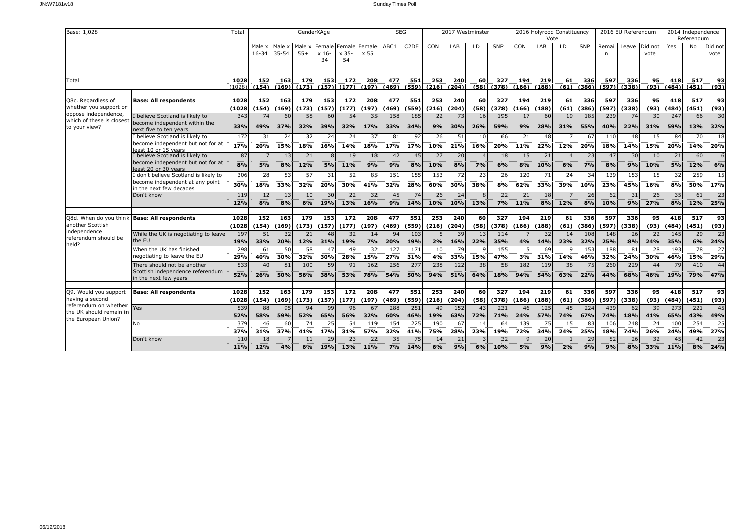Base: 1,028

| | | Total | GenderXAge | | | | | | SEG | | 2017 Westminster | | | | 2016 Holyrood Constituency Vote | | | | 2016 EU Referendum | | | 2014 Independence Referendum | | |
|---|---|---|---|---|---|---|---|---|---|---|---|---|---|---|---|---|---|---|---|---|---|---|---|---|
| | | | Male x 16-34 | Male x 35-54 | Male x 55+ | Female x 16-34 | Female x 35-54 | Female x 55 | ABC1 | C2DE | CON | LAB | LD | SNP | CON | LAB | LD | SNP | Remain | Leave | Did not vote | Yes | No | Did not vote |
| Total | | 1028 | 152 | 163 | 179 | 153 | 172 | 208 | 477 | 551 | 253 | 240 | 60 | 327 | 194 | 219 | 61 | 336 | 597 | 336 | 95 | 418 | 517 | 93 |
| | | (1028) | (154) | (169) | (173) | (157) | (177) | (197) | (469) | (559) | (216) | (204) | (58) | (378) | (166) | (188) | (61) | (386) | (597) | (338) | (93) | (484) | (451) | (93) |
| Q8c. Regardless of whether you support or oppose independence, which of these is closest to your view? | **Base: All respondents** | 1028 | 152 | 163 | 179 | 153 | 172 | 208 | 477 | 551 | 253 | 240 | 60 | 327 | 194 | 219 | 61 | 336 | 597 | 336 | 95 | 418 | 517 | 93 |
| | | (1028 | (154) | (169) | (173) | (157) | (177) | (197) | (469) | (559) | (216) | (204) | (58) | (378) | (166) | (188) | (61) | (386) | (597) | (338) | (93) | (484) | (451) | (93) |
| | I believe Scotland is likely to become independent within the next five to ten years | 343 | 74 | 60 | 58 | 60 | 54 | 35 | 158 | 185 | 22 | 73 | 16 | 195 | 17 | 60 | 19 | 185 | 239 | 74 | 30 | 247 | 66 | 30 |
| | | 33% | 49% | 37% | 32% | 39% | 32% | 17% | 33% | 34% | 9% | 30% | 26% | 59% | 9% | 28% | 31% | 55% | 40% | 22% | 31% | 59% | 13% | 32% |
| | I believe Scotland is likely to become independent but not for at least 10 or 15 years | 172 | 31 | 24 | 32 | 24 | 24 | 37 | 81 | 92 | 26 | 51 | 10 | 66 | 21 | 48 | 7 | 67 | 110 | 48 | 15 | 84 | 70 | 18 |
| | | 17% | 20% | 15% | 18% | 16% | 14% | 18% | 17% | 17% | 10% | 21% | 16% | 20% | 11% | 22% | 12% | 20% | 18% | 14% | 15% | 20% | 14% | 20% |
| | I believe Scotland is likely to become independent but not for at least 20 or 30 years | 87 | 7 | 13 | 21 | 8 | 19 | 18 | 42 | 45 | 27 | 20 | 4 | 18 | 15 | 21 | 4 | 23 | 47 | 30 | 10 | 21 | 60 | 6 |
| | | 8% | 5% | 8% | 12% | 5% | 11% | 9% | 9% | 8% | 10% | 8% | 7% | 6% | 8% | 10% | 6% | 7% | 8% | 9% | 10% | 5% | 12% | 6% |
| | I don't believe Scotland is likely to become independent at any point in the next few decades | 306 | 28 | 53 | 57 | 31 | 52 | 85 | 151 | 155 | 153 | 72 | 23 | 26 | 120 | 71 | 24 | 34 | 139 | 153 | 15 | 32 | 259 | 15 |
| | | 30% | 18% | 33% | 32% | 20% | 30% | 41% | 32% | 28% | 60% | 30% | 38% | 8% | 62% | 33% | 39% | 10% | 23% | 45% | 16% | 8% | 50% | 17% |
| | Don't know | 119 | 12 | 13 | 10 | 30 | 22 | 32 | 45 | 74 | 26 | 24 | 8 | 22 | 21 | 18 | 7 | 26 | 62 | 31 | 26 | 35 | 61 | 23 |
| | | 12% | 8% | 8% | 6% | 19% | 13% | 16% | 9% | 14% | 10% | 10% | 13% | 7% | 11% | 8% | 12% | 8% | 10% | 9% | 27% | 8% | 12% | 25% |
| Q8d. When do you think another Scottish independence referendum should be held? | **Base: All respondents** | 1028 | 152 | 163 | 179 | 153 | 172 | 208 | 477 | 551 | 253 | 240 | 60 | 327 | 194 | 219 | 61 | 336 | 597 | 336 | 95 | 418 | 517 | 93 |
| | | (1028 | (154) | (169) | (173) | (157) | (177) | (197) | (469) | (559) | (216) | (204) | (58) | (378) | (166) | (188) | (61) | (386) | (597) | (338) | (93) | (484) | (451) | (93) |
| | While the UK is negotiating to leave the EU | 197 | 51 | 32 | 21 | 48 | 32 | 14 | 94 | 103 | 5 | 39 | 13 | 114 | 7 | 32 | 14 | 108 | 148 | 26 | 22 | 145 | 29 | 23 |
| | | 19% | 33% | 20% | 12% | 31% | 19% | 7% | 20% | 19% | 2% | 16% | 22% | 35% | 4% | 14% | 23% | 32% | 25% | 8% | 24% | 35% | 6% | 24% |
| | When the UK has finished negotiating to leave the EU | 298 | 61 | 50 | 58 | 47 | 49 | 32 | 127 | 171 | 10 | 79 | 9 | 155 | 5 | 69 | 9 | 153 | 188 | 81 | 28 | 193 | 78 | 27 |
| | | 29% | 40% | 30% | 32% | 30% | 28% | 15% | 27% | 31% | 4% | 33% | 15% | 47% | 3% | 31% | 14% | 46% | 32% | 24% | 30% | 46% | 15% | 29% |
| | There should not be another Scottish independence referendum in the next few years | 533 | 40 | 81 | 100 | 59 | 91 | 162 | 256 | 277 | 238 | 122 | 38 | 58 | 182 | 119 | 38 | 75 | 260 | 229 | 44 | 79 | 410 | 44 |
| | | 52% | 26% | 50% | 56% | 38% | 53% | 78% | 54% | 50% | 94% | 51% | 64% | 18% | 94% | 54% | 63% | 22% | 44% | 68% | 46% | 19% | 79% | 47% |
| Q9. Would you support having a second referendum on whether the UK should remain in the European Union? | **Base: All respondents** | 1028 | 152 | 163 | 179 | 153 | 172 | 208 | 477 | 551 | 253 | 240 | 60 | 327 | 194 | 219 | 61 | 336 | 597 | 336 | 95 | 418 | 517 | 93 |
| | | (1028 | (154) | (169) | (173) | (157) | (177) | (197) | (469) | (559) | (216) | (204) | (58) | (378) | (166) | (188) | (61) | (386) | (597) | (338) | (93) | (484) | (451) | (93) |
| | Yes | 539 | 88 | 95 | 94 | 99 | 96 | 67 | 288 | 251 | 49 | 152 | 43 | 231 | 46 | 125 | 45 | 224 | 439 | 62 | 39 | 273 | 221 | 45 |
| | | 52% | 58% | 59% | 52% | 65% | 56% | 32% | 60% | 46% | 19% | 63% | 72% | 71% | 24% | 57% | 74% | 67% | 74% | 18% | 41% | 65% | 43% | 49% |
| | No | 379 | 46 | 60 | 74 | 25 | 54 | 119 | 154 | 225 | 190 | 67 | 14 | 64 | 139 | 75 | 15 | 83 | 106 | 248 | 24 | 100 | 254 | 25 |
| | | 37% | 31% | 37% | 41% | 17% | 31% | 57% | 32% | 41% | 75% | 28% | 23% | 19% | 72% | 34% | 24% | 25% | 18% | 74% | 26% | 24% | 49% | 27% |
| | Don't know | 110 | 18 | 7 | 11 | 29 | 23 | 22 | 35 | 75 | 14 | 21 | 3 | 32 | 9 | 20 | 1 | 29 | 52 | 26 | 32 | 45 | 42 | 23 |
| | | 11% | 12% | 4% | 6% | 19% | 13% | 11% | 7% | 14% | 6% | 9% | 6% | 10% | 5% | 9% | 2% | 9% | 9% | 8% | 33% | 11% | 8% | 24% |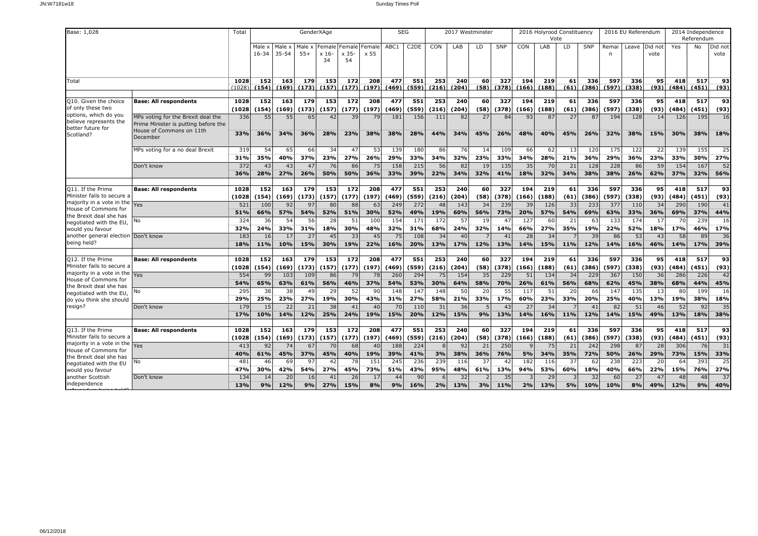| Base: 1,028 | | Total | GenderXAge | | | | | | SEG | | 2017 Westminster | | | | 2016 Holyrood Constituency Vote | | | | 2016 EU Referendum | | | 2014 Independence Referendum | | |
|---|---|---|---|---|---|---|---|---|---|---|---|---|---|---|---|---|---|---|---|---|---|---|---|---|
| | | | Male x 16-34 | Male x 35-54 | Male x 55+ | Female x 16-34 | Female x 35-54 | Female x 55 | ABC1 | C2DE | CON | LAB | LD | SNP | CON | LAB | LD | SNP | Remain | Leave | Did not vote | Yes | No | Did not vote |
| Total | | 1028 (1028) | 152 (154) | 163 (169) | 179 (173) | 153 (157) | 172 (177) | 208 (197) | 477 (469) | 551 (559) | 253 (216) | 240 (204) | 60 (58) | 327 (378) | 194 (166) | 219 (188) | 61 (61) | 336 (386) | 597 (597) | 336 (338) | 95 (93) | 418 (484) | 517 (451) | 93 (93) |
| Q10. Given the choice of only these two options, which do you believe represents the better future for Scotland? | **Base: All respondents** | 1028 (1028 | 152 (154) | 163 (169) | 179 (173) | 153 (157) | 172 (177) | 208 (197) | 477 (469) | 551 (559) | 253 (216) | 240 (204) | 60 (58) | 327 (378) | 194 (166) | 219 (188) | 61 (61) | 336 (386) | 597 (597) | 336 (338) | 95 (93) | 418 (484) | 517 (451) | 93 (93) |
| | MPs voting for the Brexit deal the Prime Minister is putting before the House of Commons on 11th December | 336 | 55 | 55 | 65 | 42 | 39 | 79 | 181 | 156 | 111 | 82 | 27 | 84 | 93 | 87 | 27 | 87 | 194 | 128 | 14 | 126 | 195 | 16 |
| | | 33% | 36% | 34% | 36% | 28% | 23% | 38% | 38% | 28% | 44% | 34% | 45% | 26% | 48% | 40% | 45% | 26% | 32% | 38% | 15% | 30% | 38% | 18% |
| | MPs voting for a no deal Brexit | 319 | 54 | 65 | 66 | 34 | 47 | 53 | 139 | 180 | 86 | 76 | 14 | 109 | 66 | 62 | 13 | 120 | 175 | 122 | 22 | 139 | 155 | 25 |
| | | 31% | 35% | 40% | 37% | 23% | 27% | 26% | 29% | 33% | 34% | 32% | 23% | 33% | 34% | 28% | 21% | 36% | 29% | 36% | 23% | 33% | 30% | 27% |
| | Don't know | 372 | 43 | 43 | 47 | 76 | 86 | 75 | 158 | 215 | 56 | 82 | 19 | 135 | 35 | 70 | 21 | 128 | 228 | 86 | 59 | 154 | 167 | 52 |
| | | 36% | 28% | 27% | 26% | 50% | 50% | 36% | 33% | 39% | 22% | 34% | 32% | 41% | 18% | 32% | 34% | 38% | 38% | 26% | 62% | 37% | 32% | 56% |
| Q11. If the Prime Minister fails to secure a majority in a vote in the House of Commons for the Brexit deal she has negotiated with the EU, would you favour another general election being held? | **Base: All respondents** | 1028 (1028 | 152 (154) | 163 (169) | 179 (173) | 153 (157) | 172 (177) | 208 (197) | 477 (469) | 551 (559) | 253 (216) | 240 (204) | 60 (58) | 327 (378) | 194 (166) | 219 (188) | 61 (61) | 336 (386) | 597 (597) | 336 (338) | 95 (93) | 418 (484) | 517 (451) | 93 (93) |
| | Yes | 521 | 100 | 92 | 97 | 80 | 88 | 63 | 249 | 272 | 48 | 143 | 34 | 239 | 39 | 126 | 33 | 233 | 377 | 110 | 34 | 290 | 190 | 41 |
| | | 51% | 66% | 57% | 54% | 52% | 51% | 30% | 52% | 49% | 19% | 60% | 56% | 73% | 20% | 57% | 54% | 69% | 63% | 33% | 36% | 69% | 37% | 44% |
| | No | 324 | 36 | 54 | 56 | 28 | 51 | 100 | 154 | 171 | 172 | 57 | 19 | 47 | 127 | 60 | 21 | 63 | 133 | 174 | 17 | 70 | 239 | 16 |
| | | 32% | 24% | 33% | 31% | 18% | 30% | 48% | 32% | 31% | 68% | 24% | 32% | 14% | 66% | 27% | 35% | 19% | 22% | 52% | 18% | 17% | 46% | 17% |
| | Don't know | 183 | 16 | 17 | 27 | 45 | 33 | 45 | 75 | 108 | 34 | 40 | 7 | 41 | 28 | 34 | 7 | 39 | 86 | 53 | 43 | 58 | 89 | 36 |
| | | 18% | 11% | 10% | 15% | 30% | 19% | 22% | 16% | 20% | 13% | 17% | 12% | 13% | 14% | 15% | 11% | 12% | 14% | 16% | 46% | 14% | 17% | 39% |
| Q12. If the Prime Minister fails to secure a majority in a vote in the House of Commons for the Brexit deal she has negotiated with the EU, do you think she should resign? | **Base: All respondents** | 1028 (1028 | 152 (154) | 163 (169) | 179 (173) | 153 (157) | 172 (177) | 208 (197) | 477 (469) | 551 (559) | 253 (216) | 240 (204) | 60 (58) | 327 (378) | 194 (166) | 219 (188) | 61 (61) | 336 (386) | 597 (597) | 336 (338) | 95 (93) | 418 (484) | 517 (451) | 93 (93) |
| | Yes | 554 | 99 | 103 | 109 | 86 | 79 | 78 | 260 | 294 | 75 | 154 | 35 | 229 | 51 | 134 | 34 | 229 | 367 | 150 | 36 | 286 | 226 | 42 |
| | | 54% | 65% | 63% | 61% | 56% | 46% | 37% | 54% | 53% | 30% | 64% | 58% | 70% | 26% | 61% | 56% | 68% | 62% | 45% | 38% | 68% | 44% | 45% |
| | No | 295 | 38 | 38 | 49 | 29 | 52 | 90 | 148 | 147 | 148 | 50 | 20 | 55 | 117 | 51 | 20 | 66 | 147 | 135 | 13 | 80 | 199 | 16 |
| | | 29% | 25% | 23% | 27% | 19% | 30% | 43% | 31% | 27% | 58% | 21% | 33% | 17% | 60% | 23% | 33% | 20% | 25% | 40% | 13% | 19% | 38% | 18% |
| | Don't know | 179 | 15 | 22 | 21 | 38 | 41 | 40 | 70 | 110 | 31 | 36 | 5 | 43 | 27 | 34 | 7 | 41 | 82 | 51 | 46 | 52 | 92 | 35 |
| | | 17% | 10% | 14% | 12% | 25% | 24% | 19% | 15% | 20% | 12% | 15% | 9% | 13% | 14% | 16% | 11% | 12% | 14% | 15% | 49% | 13% | 18% | 38% |
| Q13. If the Prime Minister fails to secure a majority in a vote in the House of Commons for the Brexit deal she has negotiated with the EU would you favour another Scottish independence referendum being held? | **Base: All respondents** | 1028 (1028 | 152 (154) | 163 (169) | 179 (173) | 153 (157) | 172 (177) | 208 (197) | 477 (469) | 551 (559) | 253 (216) | 240 (204) | 60 (58) | 327 (378) | 194 (166) | 219 (188) | 61 (61) | 336 (386) | 597 (597) | 336 (338) | 95 (93) | 418 (484) | 517 (451) | 93 (93) |
| | Yes | 413 | 92 | 74 | 67 | 70 | 68 | 40 | 188 | 224 | 8 | 92 | 21 | 250 | 9 | 75 | 21 | 242 | 298 | 87 | 28 | 306 | 76 | 31 |
| | | 40% | 61% | 45% | 37% | 45% | 40% | 19% | 39% | 41% | 3% | 38% | 36% | 76% | 5% | 34% | 35% | 72% | 50% | 26% | 29% | 73% | 15% | 33% |
| | No | 481 | 46 | 69 | 97 | 42 | 78 | 151 | 245 | 236 | 239 | 116 | 37 | 42 | 182 | 116 | 37 | 62 | 238 | 223 | 20 | 64 | 393 | 25 |
| | | 47% | 30% | 42% | 54% | 27% | 45% | 73% | 51% | 43% | 95% | 48% | 61% | 13% | 94% | 53% | 60% | 18% | 40% | 66% | 22% | 15% | 76% | 27% |
| | Don't know | 134 | 14 | 20 | 16 | 41 | 26 | 17 | 44 | 90 | 6 | 32 | 2 | 35 | 3 | 29 | 3 | 32 | 60 | 27 | 47 | 48 | 48 | 37 |
| | | 13% | 9% | 12% | 9% | 27% | 15% | 8% | 9% | 16% | 2% | 13% | 3% | 11% | 2% | 13% | 5% | 10% | 10% | 8% | 49% | 12% | 9% | 40% |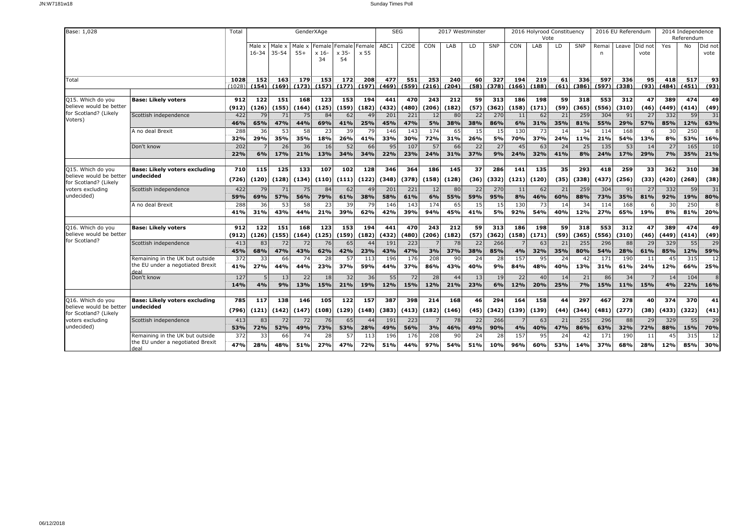Base: 1,028

| | | Total | GenderXAge | | | | | | SEG | | 2017 Westminster | | | | 2016 Holyrood Constituency Vote | | | | 2016 EU Referendum | | | 2014 Independence Referendum | | |
|---|---|---|---|---|---|---|---|---|---|---|---|---|---|---|---|---|---|---|---|---|---|---|---|---|
| | | | Male x 16-34 | Male x 35-54 | Male x 55+ | Female x 16-34 | Female x 35-54 | Female x 55 | ABC1 | C2DE | CON | LAB | LD | SNP | CON | LAB | LD | SNP | Remain | Leave | Did not vote | Yes | No | Did not vote |
| Total | | **1028** | **152** | **163** | **179** | **153** | **172** | **208** | **477** | **551** | **253** | **240** | **60** | **327** | **194** | **219** | **61** | **336** | **597** | **336** | **95** | **418** | **517** | **93** |
| | | (1028) | (154) | (169) | (173) | (157) | (177) | (197) | (469) | (559) | (216) | (204) | (58) | (378) | (166) | (188) | (61) | (386) | (597) | (338) | (93) | (484) | (451) | (93) |
| Q15. Which do you believe would be better for Scotland? (Likely Voters) | **Base: Likely voters** | **912** | **122** | **151** | **168** | **123** | **153** | **194** | **441** | **470** | **243** | **212** | **59** | **313** | **186** | **198** | **59** | **318** | **553** | **312** | **47** | **389** | **474** | **49** |
| | | **(912)** | **(126)** | **(155)** | **(164)** | **(125)** | **(159)** | **(182)** | **(432)** | **(480)** | **(206)** | **(182)** | **(57)** | **(362)** | **(158)** | **(171)** | **(59)** | **(365)** | **(556)** | **(310)** | **(46)** | **(449)** | **(414)** | **(49)** |
| | Scottish independence | 422 | 79 | 71 | 75 | 84 | 62 | 49 | 201 | 221 | 12 | 80 | 22 | 270 | 11 | 62 | 21 | 259 | 304 | 91 | 27 | 332 | 59 | 31 |
| | | **46%** | **65%** | **47%** | **44%** | **69%** | **41%** | **25%** | **45%** | **47%** | **5%** | **38%** | **38%** | **86%** | **6%** | **31%** | **35%** | **81%** | **55%** | **29%** | **57%** | **85%** | **12%** | **63%** |
| | A no deal Brexit | 288 | 36 | 53 | 58 | 23 | 39 | 79 | 146 | 143 | 174 | 65 | 15 | 15 | 130 | 73 | 14 | 34 | 114 | 168 | 6 | 30 | 250 | 8 |
| | | **32%** | **29%** | **35%** | **35%** | **18%** | **26%** | **41%** | **33%** | **30%** | **72%** | **31%** | **26%** | **5%** | **70%** | **37%** | **24%** | **11%** | **21%** | **54%** | **13%** | **8%** | **53%** | **16%** |
| | Don't know | 202 | 7 | 26 | 36 | 16 | 52 | 66 | 95 | 107 | 57 | 66 | 22 | 27 | 45 | 63 | 24 | 25 | 135 | 53 | 14 | 27 | 165 | 10 |
| | | **22%** | **6%** | **17%** | **21%** | **13%** | **34%** | **34%** | **22%** | **23%** | **24%** | **31%** | **37%** | **9%** | **24%** | **32%** | **41%** | **8%** | **24%** | **17%** | **29%** | **7%** | **35%** | **21%** |
| Q15. Which do you believe would be better for Scotland? (Likely voters excluding undecided) | **Base: Likely voters excluding undecided** | **710** | **115** | **125** | **133** | **107** | **102** | **128** | **346** | **364** | **186** | **145** | **37** | **286** | **141** | **135** | **35** | **293** | **418** | **259** | **33** | **362** | **310** | **38** |
| | | **(726)** | **(120)** | **(128)** | **(134)** | **(110)** | **(111)** | **(122)** | **(348)** | **(378)** | **(158)** | **(128)** | **(36)** | **(332)** | **(121)** | **(120)** | **(35)** | **(338)** | **(437)** | **(256)** | **(33)** | **(420)** | **(268)** | **(38)** |
| | Scottish independence | 422 | 79 | 71 | 75 | 84 | 62 | 49 | 201 | 221 | 12 | 80 | 22 | 270 | 11 | 62 | 21 | 259 | 304 | 91 | 27 | 332 | 59 | 31 |
| | | **59%** | **69%** | **57%** | **56%** | **79%** | **61%** | **38%** | **58%** | **61%** | **6%** | **55%** | **59%** | **95%** | **8%** | **46%** | **60%** | **88%** | **73%** | **35%** | **81%** | **92%** | **19%** | **80%** |
| | A no deal Brexit | 288 | 36 | 53 | 58 | 23 | 39 | 79 | 146 | 143 | 174 | 65 | 15 | 15 | 130 | 73 | 14 | 34 | 114 | 168 | 6 | 30 | 250 | 8 |
| | | **41%** | **31%** | **43%** | **44%** | **21%** | **39%** | **62%** | **42%** | **39%** | **94%** | **45%** | **41%** | **5%** | **92%** | **54%** | **40%** | **12%** | **27%** | **65%** | **19%** | **8%** | **81%** | **20%** |
| Q16. Which do you believe would be better for Scotland? | **Base: Likely voters** | **912** | **122** | **151** | **168** | **123** | **153** | **194** | **441** | **470** | **243** | **212** | **59** | **313** | **186** | **198** | **59** | **318** | **553** | **312** | **47** | **389** | **474** | **49** |
| | | **(912)** | **(126)** | **(155)** | **(164)** | **(125)** | **(159)** | **(182)** | **(432)** | **(480)** | **(206)** | **(182)** | **(57)** | **(362)** | **(158)** | **(171)** | **(59)** | **(365)** | **(556)** | **(310)** | **(46)** | **(449)** | **(414)** | **(49)** |
| | Scottish independence | 413 | 83 | 72 | 72 | 76 | 65 | 44 | 191 | 223 | 7 | 78 | 22 | 266 | 7 | 63 | 21 | 255 | 296 | 88 | 29 | 329 | 55 | 29 |
| | | **45%** | **68%** | **47%** | **43%** | **62%** | **42%** | **23%** | **43%** | **47%** | **3%** | **37%** | **38%** | **85%** | **4%** | **32%** | **35%** | **80%** | **54%** | **28%** | **61%** | **85%** | **12%** | **59%** |
| | Remaining in the UK but outside the EU under a negotiated Brexit deal | 372 | 33 | 66 | 74 | 28 | 57 | 113 | 196 | 176 | 208 | 90 | 24 | 28 | 157 | 95 | 24 | 42 | 171 | 190 | 11 | 45 | 315 | 12 |
| | | **41%** | **27%** | **44%** | **44%** | **23%** | **37%** | **59%** | **44%** | **37%** | **86%** | **43%** | **40%** | **9%** | **84%** | **48%** | **40%** | **13%** | **31%** | **61%** | **24%** | **12%** | **66%** | **25%** |
| | Don't know | 127 | 5 | 13 | 22 | 18 | 32 | 36 | 55 | 72 | 28 | 44 | 13 | 19 | 22 | 40 | 14 | 21 | 86 | 34 | 7 | 14 | 104 | 8 |
| | | **14%** | **4%** | **9%** | **13%** | **15%** | **21%** | **19%** | **12%** | **15%** | **12%** | **21%** | **23%** | **6%** | **12%** | **20%** | **25%** | **7%** | **15%** | **11%** | **15%** | **4%** | **22%** | **16%** |
| Q16. Which do you believe would be better for Scotland? (Likely voters excluding undecided) | **Base: Likely voters excluding undecided** | **785** | **117** | **138** | **146** | **105** | **122** | **157** | **387** | **398** | **214** | **168** | **46** | **294** | **164** | **158** | **44** | **297** | **467** | **278** | **40** | **374** | **370** | **41** |
| | | **(796)** | **(121)** | **(142)** | **(147)** | **(108)** | **(129)** | **(148)** | **(383)** | **(413)** | **(182)** | **(146)** | **(45)** | **(342)** | **(139)** | **(139)** | **(44)** | **(344)** | **(481)** | **(277)** | **(38)** | **(433)** | **(322)** | **(41)** |
| | Scottish independence | 413 | 83 | 72 | 72 | 76 | 65 | 44 | 191 | 223 | 7 | 78 | 22 | 266 | 7 | 63 | 21 | 255 | 296 | 88 | 29 | 329 | 55 | 29 |
| | | **53%** | **72%** | **52%** | **49%** | **73%** | **53%** | **28%** | **49%** | **56%** | **3%** | **46%** | **49%** | **90%** | **4%** | **40%** | **47%** | **86%** | **63%** | **32%** | **72%** | **88%** | **15%** | **70%** |
| | Remaining in the UK but outside the EU under a negotiated Brexit deal | 372 | 33 | 66 | 74 | 28 | 57 | 113 | 196 | 176 | 208 | 90 | 24 | 28 | 157 | 95 | 24 | 42 | 171 | 190 | 11 | 45 | 315 | 12 |
| | | **47%** | **28%** | **48%** | **51%** | **27%** | **47%** | **72%** | **51%** | **44%** | **97%** | **54%** | **51%** | **10%** | **96%** | **60%** | **53%** | **14%** | **37%** | **68%** | **28%** | **12%** | **85%** | **30%** |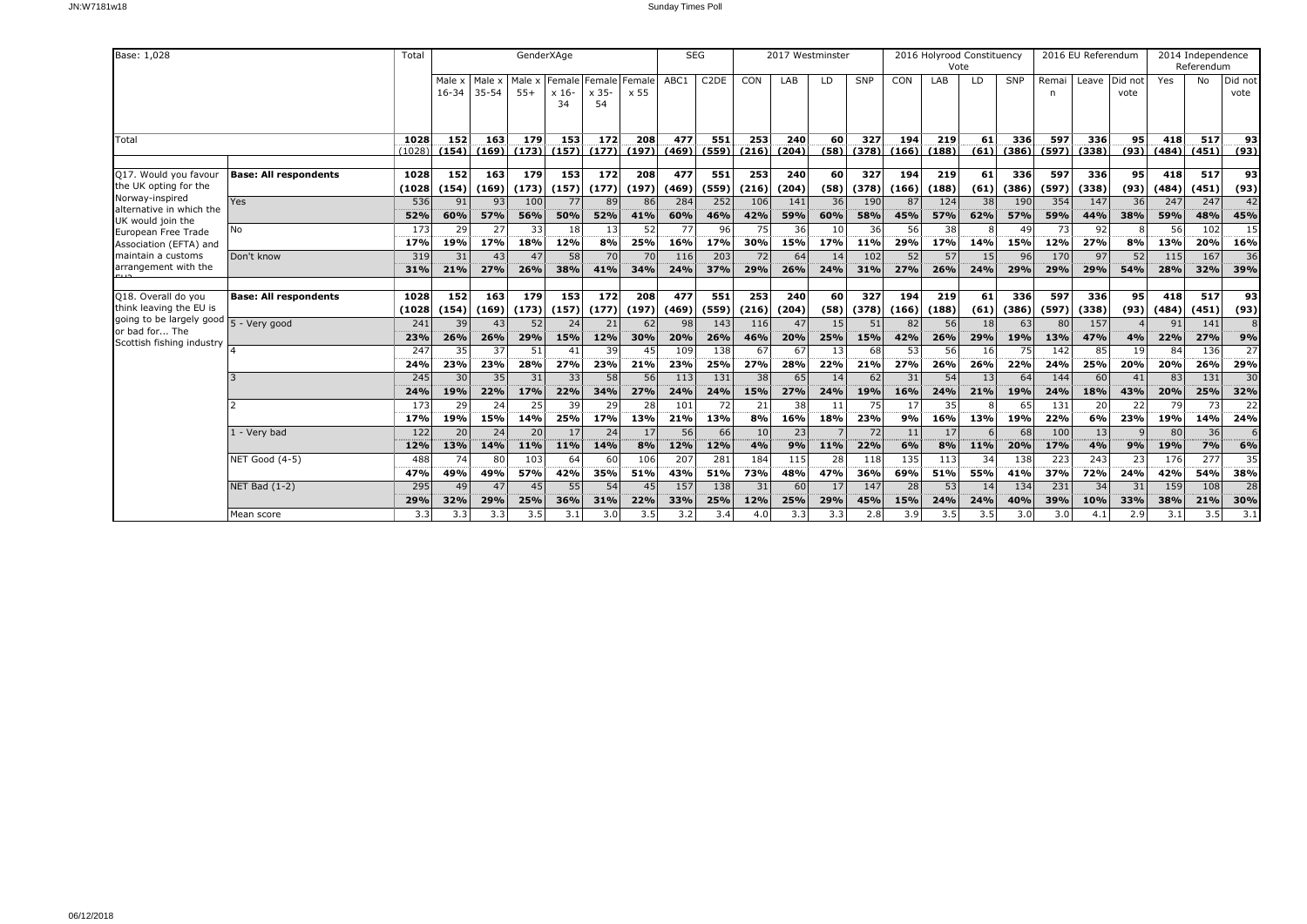| Base: 1,028 | | Total | GenderXAge | | | | | | SEG | | 2017 Westminster | | | | 2016 Holyrood Constituency Vote | | | | 2016 EU Referendum | | | 2014 Independence Referendum | | |
|---|---|---|---|---|---|---|---|---|---|---|---|---|---|---|---|---|---|---|---|---|---|---|---|---|
| | | | Male x 16-34 | Male x 35-54 | Male x 55+ | Female x 16-34 | Female x 35-54 | Female x 55 | ABC1 | C2DE | CON | LAB | LD | SNP | CON | LAB | LD | SNP | Remain | Leave | Did not vote | Yes | No | Did not vote |
| Total | | 1028 (1028) | 152 (154) | 163 (169) | 179 (173) | 153 (157) | 172 (177) | 208 (197) | 477 (469) | 551 (559) | 253 (216) | 240 (204) | 60 (58) | 327 (378) | 194 (166) | 219 (188) | 61 (61) | 336 (386) | 597 (597) | 336 (338) | 95 (93) | 418 (484) | 517 (451) | 93 (93) |
| Q17. Would you favour the UK opting for the Norway-inspired alternative in which the UK would join the European Free Trade Association (EFTA) and maintain a customs arrangement with the EU? | **Base: All respondents** | 1028 (1028) | 152 (154) | 163 (169) | 179 (173) | 153 (157) | 172 (177) | 208 (197) | 477 (469) | 551 (559) | 253 (216) | 240 (204) | 60 (58) | 327 (378) | 194 (166) | 219 (188) | 61 (61) | 336 (386) | 597 (597) | 336 (338) | 95 (93) | 418 (484) | 517 (451) | 93 (93) |
| | Yes | 536 | 91 | 93 | 100 | 77 | 89 | 86 | 284 | 252 | 106 | 141 | 36 | 190 | 87 | 124 | 38 | 190 | 354 | 147 | 36 | 247 | 247 | 42 |
| | | 52% | 60% | 57% | 56% | 50% | 52% | 41% | 60% | 46% | 42% | 59% | 60% | 58% | 45% | 57% | 62% | 57% | 59% | 44% | 38% | 59% | 48% | 45% |
| | No | 173 | 29 | 27 | 33 | 18 | 13 | 52 | 77 | 96 | 75 | 36 | 10 | 36 | 56 | 38 | 8 | 49 | 73 | 92 | 8 | 56 | 102 | 15 |
| | | 17% | 19% | 17% | 18% | 12% | 8% | 25% | 16% | 17% | 30% | 15% | 17% | 11% | 29% | 17% | 14% | 15% | 12% | 27% | 8% | 13% | 20% | 16% |
| | Don't know | 319 | 31 | 43 | 47 | 58 | 70 | 70 | 116 | 203 | 72 | 64 | 14 | 102 | 52 | 57 | 15 | 96 | 170 | 97 | 52 | 115 | 167 | 36 |
| | | 31% | 21% | 27% | 26% | 38% | 41% | 34% | 24% | 37% | 29% | 26% | 24% | 31% | 27% | 26% | 24% | 29% | 29% | 29% | 54% | 28% | 32% | 39% |
| Q18. Overall do you think leaving the EU is going to be largely good or bad for... The Scottish fishing industry | **Base: All respondents** | 1028 (1028) | 152 (154) | 163 (169) | 179 (173) | 153 (157) | 172 (177) | 208 (197) | 477 (469) | 551 (559) | 253 (216) | 240 (204) | 60 (58) | 327 (378) | 194 (166) | 219 (188) | 61 (61) | 336 (386) | 597 (597) | 336 (338) | 95 (93) | 418 (484) | 517 (451) | 93 (93) |
| | 5 - Very good | 241 | 39 | 43 | 52 | 24 | 21 | 62 | 98 | 143 | 116 | 47 | 15 | 51 | 82 | 56 | 18 | 63 | 80 | 157 | 4 | 91 | 141 | 8 |
| | | 23% | 26% | 26% | 29% | 15% | 12% | 30% | 20% | 26% | 46% | 20% | 25% | 15% | 42% | 26% | 29% | 19% | 13% | 47% | 4% | 22% | 27% | 9% |
| | 4 | 247 | 35 | 37 | 51 | 41 | 39 | 45 | 109 | 138 | 67 | 67 | 13 | 68 | 53 | 56 | 16 | 75 | 142 | 85 | 19 | 84 | 136 | 27 |
| | | 24% | 23% | 23% | 28% | 27% | 23% | 21% | 23% | 25% | 27% | 28% | 22% | 21% | 27% | 26% | 26% | 22% | 24% | 25% | 20% | 20% | 26% | 29% |
| | 3 | 245 | 30 | 35 | 31 | 33 | 58 | 56 | 113 | 131 | 38 | 65 | 14 | 62 | 31 | 54 | 13 | 64 | 144 | 60 | 41 | 83 | 131 | 30 |
| | | 24% | 19% | 22% | 17% | 22% | 34% | 27% | 24% | 24% | 15% | 27% | 24% | 19% | 16% | 24% | 21% | 19% | 24% | 18% | 43% | 20% | 25% | 32% |
| | 2 | 173 | 29 | 24 | 25 | 39 | 29 | 28 | 101 | 72 | 21 | 38 | 11 | 75 | 17 | 35 | 8 | 65 | 131 | 20 | 22 | 79 | 73 | 22 |
| | | 17% | 19% | 15% | 14% | 25% | 17% | 13% | 21% | 13% | 8% | 16% | 18% | 23% | 9% | 16% | 13% | 19% | 22% | 6% | 23% | 19% | 14% | 24% |
| | 1 - Very bad | 122 | 20 | 24 | 20 | 17 | 24 | 17 | 56 | 66 | 10 | 23 | 7 | 72 | 11 | 17 | 6 | 68 | 100 | 13 | 9 | 80 | 36 | 6 |
| | | 12% | 13% | 14% | 11% | 11% | 14% | 8% | 12% | 12% | 4% | 9% | 11% | 22% | 6% | 8% | 11% | 20% | 17% | 4% | 9% | 19% | 7% | 6% |
| | NET Good (4-5) | 488 | 74 | 80 | 103 | 64 | 60 | 106 | 207 | 281 | 184 | 115 | 28 | 118 | 135 | 113 | 34 | 138 | 223 | 243 | 23 | 176 | 277 | 35 |
| | | 47% | 49% | 49% | 57% | 42% | 35% | 51% | 43% | 51% | 73% | 48% | 47% | 36% | 69% | 51% | 55% | 41% | 37% | 72% | 24% | 42% | 54% | 38% |
| | NET Bad (1-2) | 295 | 49 | 47 | 45 | 55 | 54 | 45 | 157 | 138 | 31 | 60 | 17 | 147 | 28 | 53 | 14 | 134 | 231 | 34 | 31 | 159 | 108 | 28 |
| | | 29% | 32% | 29% | 25% | 36% | 31% | 22% | 33% | 25% | 12% | 25% | 29% | 45% | 15% | 24% | 24% | 40% | 39% | 10% | 33% | 38% | 21% | 30% |
| | Mean score | 3.3 | 3.3 | 3.3 | 3.5 | 3.1 | 3.0 | 3.5 | 3.2 | 3.4 | 4.0 | 3.3 | 3.3 | 2.8 | 3.9 | 3.5 | 3.5 | 3.0 | 3.0 | 4.1 | 2.9 | 3.1 | 3.5 | 3.1 |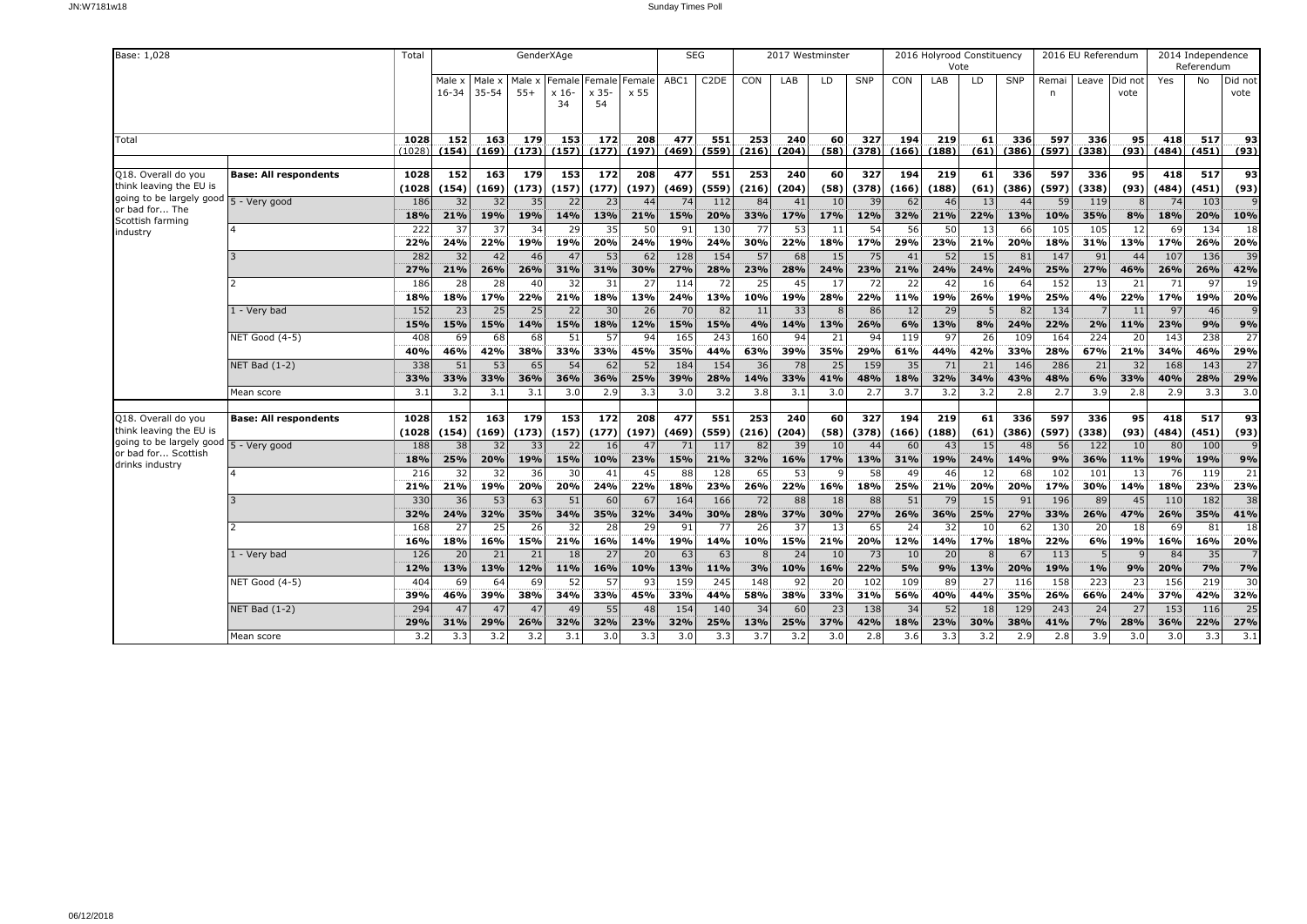Base: 1,028

| | | Total | GenderXAge | | | | | | SEG | | 2017 Westminster | | | | 2016 Holyrood Constituency Vote | | | | 2016 EU Referendum | | | 2014 Independence Referendum | | |
|---|---|---|---|---|---|---|---|---|---|---|---|---|---|---|---|---|---|---|---|---|---|---|---|---|
| | | | Male x 16-34 | Male x 35-54 | Male x 55+ | Female x 16-34 | Female x 35-54 | Female x 55 | ABC1 | C2DE | CON | LAB | LD | SNP | CON | LAB | LD | SNP | Remain | Leave | Did not vote | Yes | No | Did not vote |
| Total | | 1028 (1028) | 152 (154) | 163 (169) | 179 (173) | 153 (157) | 172 (177) | 208 (197) | 477 (469) | 551 (559) | 253 (216) | 240 (204) | 60 (58) | 327 (378) | 194 (166) | 219 (188) | 61 (61) | 336 (386) | 597 (597) | 336 (338) | 95 (93) | 418 (484) | 517 (451) | 93 (93) |
| Q18. Overall do you think leaving the EU is going to be largely good or bad for... The Scottish farming industry | **Base: All respondents** | **1028 (1028** | **152 (154)** | **163 (169)** | **179 (173)** | **153 (157)** | **172 (177)** | **208 (197)** | **477 (469)** | **551 (559)** | **253 (216)** | **240 (204)** | **60 (58)** | **327 (378)** | **194 (166)** | **219 (188)** | **61 (61)** | **336 (386)** | **597 (597)** | **336 (338)** | **95 (93)** | **418 (484)** | **517 (451)** | **93 (93)** |
| | 5 - Very good | 186 | 32 | 32 | 35 | 22 | 23 | 44 | 74 | 112 | 84 | 41 | 10 | 39 | 62 | 46 | 13 | 44 | 59 | 119 | 8 | 74 | 103 | 9 |
| | | 18% | 21% | 19% | 19% | 14% | 13% | 21% | 15% | 20% | 33% | 17% | 17% | 12% | 32% | 21% | 22% | 13% | 10% | 35% | 8% | 18% | 20% | 10% |
| | 4 | 222 | 37 | 37 | 34 | 29 | 35 | 50 | 91 | 130 | 77 | 53 | 11 | 54 | 56 | 50 | 13 | 66 | 105 | 105 | 12 | 69 | 134 | 18 |
| | | 22% | 24% | 22% | 19% | 19% | 20% | 24% | 19% | 24% | 30% | 22% | 18% | 17% | 29% | 23% | 21% | 20% | 18% | 31% | 13% | 17% | 26% | 20% |
| | 3 | 282 | 32 | 42 | 46 | 47 | 53 | 62 | 128 | 154 | 57 | 68 | 15 | 75 | 41 | 52 | 15 | 81 | 147 | 91 | 44 | 107 | 136 | 39 |
| | | 27% | 21% | 26% | 26% | 31% | 31% | 30% | 27% | 28% | 23% | 28% | 24% | 23% | 21% | 24% | 24% | 24% | 25% | 27% | 46% | 26% | 26% | 42% |
| | 2 | 186 | 28 | 28 | 40 | 32 | 31 | 27 | 114 | 72 | 25 | 45 | 17 | 72 | 22 | 42 | 16 | 64 | 152 | 13 | 21 | 71 | 97 | 19 |
| | | 18% | 18% | 17% | 22% | 21% | 18% | 13% | 24% | 13% | 10% | 19% | 28% | 22% | 11% | 19% | 26% | 19% | 25% | 4% | 22% | 17% | 19% | 20% |
| | 1 - Very bad | 152 | 23 | 25 | 25 | 22 | 30 | 26 | 70 | 82 | 11 | 33 | 8 | 86 | 12 | 29 | 5 | 82 | 134 | 7 | 11 | 97 | 46 | 9 |
| | | 15% | 15% | 15% | 14% | 15% | 18% | 12% | 15% | 15% | 4% | 14% | 13% | 26% | 6% | 13% | 8% | 24% | 22% | 2% | 11% | 23% | 9% | 9% |
| | NET Good (4-5) | 408 | 69 | 68 | 68 | 51 | 57 | 94 | 165 | 243 | 160 | 94 | 21 | 94 | 119 | 97 | 26 | 109 | 164 | 224 | 20 | 143 | 238 | 27 |
| | | 40% | 46% | 42% | 38% | 33% | 33% | 45% | 35% | 44% | 63% | 39% | 35% | 29% | 61% | 44% | 42% | 33% | 28% | 67% | 21% | 34% | 46% | 29% |
| | NET Bad (1-2) | 338 | 51 | 53 | 65 | 54 | 62 | 52 | 184 | 154 | 36 | 78 | 25 | 159 | 35 | 71 | 21 | 146 | 286 | 21 | 32 | 168 | 143 | 27 |
| | | 33% | 33% | 33% | 36% | 36% | 36% | 25% | 39% | 28% | 14% | 33% | 41% | 48% | 18% | 32% | 34% | 43% | 48% | 6% | 33% | 40% | 28% | 29% |
| | Mean score | 3.1 | 3.2 | 3.1 | 3.1 | 3.0 | 2.9 | 3.3 | 3.0 | 3.2 | 3.8 | 3.1 | 3.0 | 2.7 | 3.7 | 3.2 | 3.2 | 2.8 | 2.7 | 3.9 | 2.8 | 2.9 | 3.3 | 3.0 |
| Q18. Overall do you think leaving the EU is going to be largely good or bad for... Scottish drinks industry | **Base: All respondents** | **1028 (1028** | **152 (154)** | **163 (169)** | **179 (173)** | **153 (157)** | **172 (177)** | **208 (197)** | **477 (469)** | **551 (559)** | **253 (216)** | **240 (204)** | **60 (58)** | **327 (378)** | **194 (166)** | **219 (188)** | **61 (61)** | **336 (386)** | **597 (597)** | **336 (338)** | **95 (93)** | **418 (484)** | **517 (451)** | **93 (93)** |
| | 5 - Very good | 188 | 38 | 32 | 33 | 22 | 16 | 47 | 71 | 117 | 82 | 39 | 10 | 44 | 60 | 43 | 15 | 48 | 56 | 122 | 10 | 80 | 100 | 9 |
| | | 18% | 25% | 20% | 19% | 15% | 10% | 23% | 15% | 21% | 32% | 16% | 17% | 13% | 31% | 19% | 24% | 14% | 9% | 36% | 11% | 19% | 19% | 9% |
| | 4 | 216 | 32 | 32 | 36 | 30 | 41 | 45 | 88 | 128 | 65 | 53 | 9 | 58 | 49 | 46 | 12 | 68 | 102 | 101 | 13 | 76 | 119 | 21 |
| | | 21% | 21% | 19% | 20% | 20% | 24% | 22% | 18% | 23% | 26% | 22% | 16% | 18% | 25% | 21% | 20% | 20% | 17% | 30% | 14% | 18% | 23% | 23% |
| | 3 | 330 | 36 | 53 | 63 | 51 | 60 | 67 | 164 | 166 | 72 | 88 | 18 | 88 | 51 | 79 | 15 | 91 | 196 | 89 | 45 | 110 | 182 | 38 |
| | | 32% | 24% | 32% | 35% | 34% | 35% | 32% | 34% | 30% | 28% | 37% | 30% | 27% | 26% | 36% | 25% | 27% | 33% | 26% | 47% | 26% | 35% | 41% |
| | 2 | 168 | 27 | 25 | 26 | 32 | 28 | 29 | 91 | 77 | 26 | 37 | 13 | 65 | 24 | 32 | 10 | 62 | 130 | 20 | 18 | 69 | 81 | 18 |
| | | 16% | 18% | 16% | 15% | 21% | 16% | 14% | 19% | 14% | 10% | 15% | 21% | 20% | 12% | 14% | 17% | 18% | 22% | 6% | 19% | 16% | 16% | 20% |
| | 1 - Very bad | 126 | 20 | 21 | 21 | 18 | 27 | 20 | 63 | 63 | 8 | 24 | 10 | 73 | 10 | 20 | 8 | 67 | 113 | 5 | 9 | 84 | 35 | 7 |
| | | 12% | 13% | 13% | 12% | 11% | 16% | 10% | 13% | 11% | 3% | 10% | 16% | 22% | 5% | 9% | 13% | 20% | 19% | 1% | 9% | 20% | 7% | 7% |
| | NET Good (4-5) | 404 | 69 | 64 | 69 | 52 | 57 | 93 | 159 | 245 | 148 | 92 | 20 | 102 | 109 | 89 | 27 | 116 | 158 | 223 | 23 | 156 | 219 | 30 |
| | | 39% | 46% | 39% | 38% | 34% | 33% | 45% | 33% | 44% | 58% | 38% | 33% | 31% | 56% | 40% | 44% | 35% | 26% | 66% | 24% | 37% | 42% | 32% |
| | NET Bad (1-2) | 294 | 47 | 47 | 47 | 49 | 55 | 48 | 154 | 140 | 34 | 60 | 23 | 138 | 34 | 52 | 18 | 129 | 243 | 24 | 27 | 153 | 116 | 25 |
| | | 29% | 31% | 29% | 26% | 32% | 32% | 23% | 32% | 25% | 13% | 25% | 37% | 42% | 18% | 23% | 30% | 38% | 41% | 7% | 28% | 36% | 22% | 27% |
| | Mean score | 3.2 | 3.3 | 3.2 | 3.2 | 3.1 | 3.0 | 3.3 | 3.0 | 3.3 | 3.7 | 3.2 | 3.0 | 2.8 | 3.6 | 3.3 | 3.2 | 2.9 | 2.8 | 3.9 | 3.0 | 3.0 | 3.3 | 3.1 |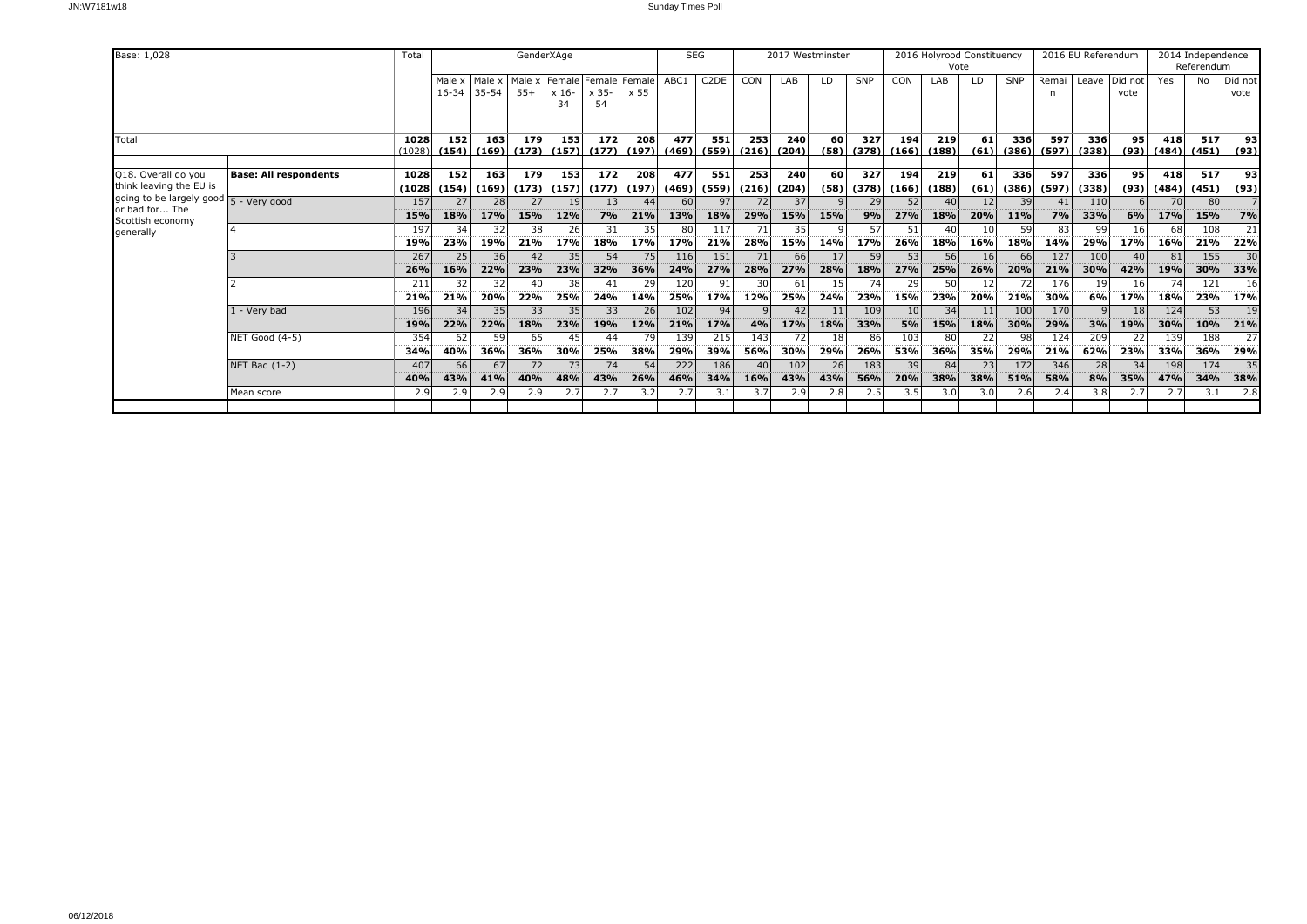| Base: 1,028 | | Total | GenderXAge | | | | | | SEG | | 2017 Westminster | | | | 2016 Holyrood Constituency Vote | | | | 2016 EU Referendum | | | 2014 Independence Referendum | | |
|---|---|---|---|---|---|---|---|---|---|---|---|---|---|---|---|---|---|---|---|---|---|---|---|---|
| | | | Male x 16-34 | Male x 35-54 | Male x 55+ | Female x 16-34 | Female x 35-54 | Female x 55 | ABC1 | C2DE | CON | LAB | LD | SNP | CON | LAB | LD | SNP | Remain | Leave | Did not vote | Yes | No | Did not vote |
| Total | | 1028 (1028) | 152 (154) | 163 (169) | 179 (173) | 153 (157) | 172 (177) | 208 (197) | 477 (469) | 551 (559) | 253 (216) | 240 (204) | 60 (58) | 327 (378) | 194 (166) | 219 (188) | 61 (61) | 336 (386) | 597 (597) | 336 (338) | 95 (93) | 418 (484) | 517 (451) | 93 (93) |
| Q18. Overall do you think leaving the EU is going to be largely good or bad for... The Scottish economy generally | **Base: All respondents** | 1028 (1028) | 152 (154) | 163 (169) | 179 (173) | 153 (157) | 172 (177) | 208 (197) | 477 (469) | 551 (559) | 253 (216) | 240 (204) | 60 (58) | 327 (378) | 194 (166) | 219 (188) | 61 (61) | 336 (386) | 597 (597) | 336 (338) | 95 (93) | 418 (484) | 517 (451) | 93 (93) |
| | 5 - Very good | 157 | 27 | 28 | 27 | 19 | 13 | 44 | 60 | 97 | 72 | 37 | 9 | 29 | 52 | 40 | 12 | 39 | 41 | 110 | 6 | 70 | 80 | 7 |
| | | 15% | 18% | 17% | 15% | 12% | 7% | 21% | 13% | 18% | 29% | 15% | 15% | 9% | 27% | 18% | 20% | 11% | 7% | 33% | 6% | 17% | 15% | 7% |
| | 4 | 197 | 34 | 32 | 38 | 26 | 31 | 35 | 80 | 117 | 71 | 35 | 9 | 57 | 51 | 40 | 10 | 59 | 83 | 99 | 16 | 68 | 108 | 21 |
| | | 19% | 23% | 19% | 21% | 17% | 18% | 17% | 17% | 21% | 28% | 15% | 14% | 17% | 26% | 18% | 16% | 18% | 14% | 29% | 17% | 16% | 21% | 22% |
| | 3 | 267 | 25 | 36 | 42 | 35 | 54 | 75 | 116 | 151 | 71 | 66 | 17 | 59 | 53 | 56 | 16 | 66 | 127 | 100 | 40 | 81 | 155 | 30 |
| | | 26% | 16% | 22% | 23% | 23% | 32% | 36% | 24% | 27% | 28% | 27% | 28% | 18% | 27% | 25% | 26% | 20% | 21% | 30% | 42% | 19% | 30% | 33% |
| | 2 | 211 | 32 | 32 | 40 | 38 | 41 | 29 | 120 | 91 | 30 | 61 | 15 | 74 | 29 | 50 | 12 | 72 | 176 | 19 | 16 | 74 | 121 | 16 |
| | | 21% | 21% | 20% | 22% | 25% | 24% | 14% | 25% | 17% | 12% | 25% | 24% | 23% | 15% | 23% | 20% | 21% | 30% | 6% | 17% | 18% | 23% | 17% |
| | 1 - Very bad | 196 | 34 | 35 | 33 | 35 | 33 | 26 | 102 | 94 | 9 | 42 | 11 | 109 | 10 | 34 | 11 | 100 | 170 | 9 | 18 | 124 | 53 | 19 |
| | | 19% | 22% | 22% | 18% | 23% | 19% | 12% | 21% | 17% | 4% | 17% | 18% | 33% | 5% | 15% | 18% | 30% | 29% | 3% | 19% | 30% | 10% | 21% |
| | NET Good (4-5) | 354 | 62 | 59 | 65 | 45 | 44 | 79 | 139 | 215 | 143 | 72 | 18 | 86 | 103 | 80 | 22 | 98 | 124 | 209 | 22 | 139 | 188 | 27 |
| | | 34% | 40% | 36% | 36% | 30% | 25% | 38% | 29% | 39% | 56% | 30% | 29% | 26% | 53% | 36% | 35% | 29% | 21% | 62% | 23% | 33% | 36% | 29% |
| | NET Bad (1-2) | 407 | 66 | 67 | 72 | 73 | 74 | 54 | 222 | 186 | 40 | 102 | 26 | 183 | 39 | 84 | 23 | 172 | 346 | 28 | 34 | 198 | 174 | 35 |
| | | 40% | 43% | 41% | 40% | 48% | 43% | 26% | 46% | 34% | 16% | 43% | 43% | 56% | 20% | 38% | 38% | 51% | 58% | 8% | 35% | 47% | 34% | 38% |
| | Mean score | 2.9 | 2.9 | 2.9 | 2.9 | 2.7 | 2.7 | 3.2 | 2.7 | 3.1 | 3.7 | 2.9 | 2.8 | 2.5 | 3.5 | 3.0 | 3.0 | 2.6 | 2.4 | 3.8 | 2.7 | 2.7 | 3.1 | 2.8 |